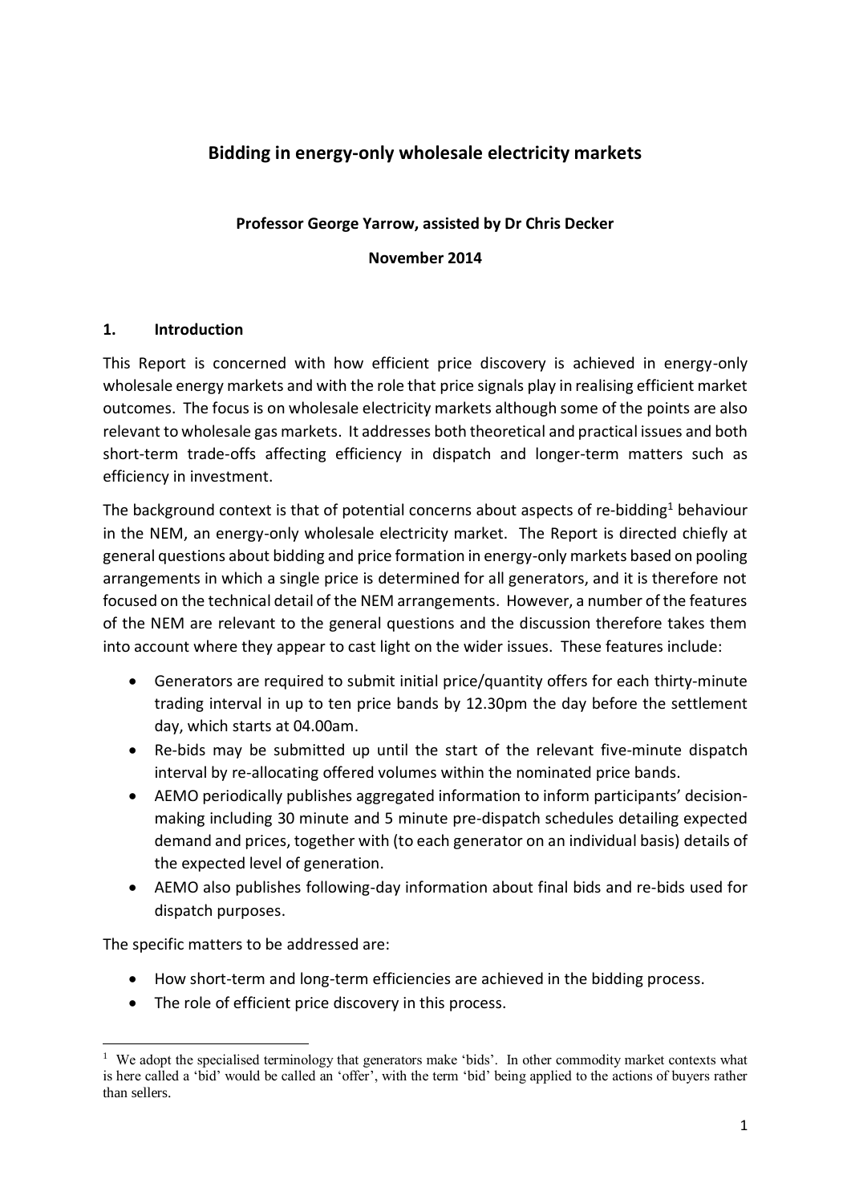# Bidding in energy-only wholesale electricity markets

**Professor George Yarrow, assisted by Dr Chris Decker**

**November 2014**

## 1. Introduction

This Report is concerned with how efficient price discovery is achieved in energy-only wholesale energy markets and with the role that price signals play in realising efficient market outcomes. The focus is on wholesale electricity markets although some of the points are also relevant to wholesale gas markets. It addresses both theoretical and practical issues and both short-term trade-offs affecting efficiency in dispatch and longer-term matters such as efficiency in investment.

The background context is that of potential concerns about aspects of re-bidding[1] behaviour in the NEM, an energy-only wholesale electricity market. The Report is directed chiefly at general questions about bidding and price formation in energy-only markets based on pooling arrangements in which a single price is determined for all generators, and it is therefore not focused on the technical detail of the NEM arrangements. However, a number of the features of the NEM are relevant to the general questions and the discussion therefore takes them into account where they appear to cast light on the wider issues. These features include:

- Generators are required to submit initial price/quantity offers for each thirty-minute trading interval in up to ten price bands by 12.30pm the day before the settlement day, which starts at 04.00am.
- Re-bids may be submitted up until the start of the relevant five-minute dispatch interval by re-allocating offered volumes within the nominated price bands.
- AEMO periodically publishes aggregated information to inform participants' decision-making including 30 minute and 5 minute pre-dispatch schedules detailing expected demand and prices, together with (to each generator on an individual basis) details of the expected level of generation.
- AEMO also publishes following-day information about final bids and re-bids used for dispatch purposes.

The specific matters to be addressed are:

- How short-term and long-term efficiencies are achieved in the bidding process.
- The role of efficient price discovery in this process.

[1] We adopt the specialised terminology that generators make 'bids'. In other commodity market contexts what is here called a 'bid' would be called an 'offer', with the term 'bid' being applied to the actions of buyers rather than sellers.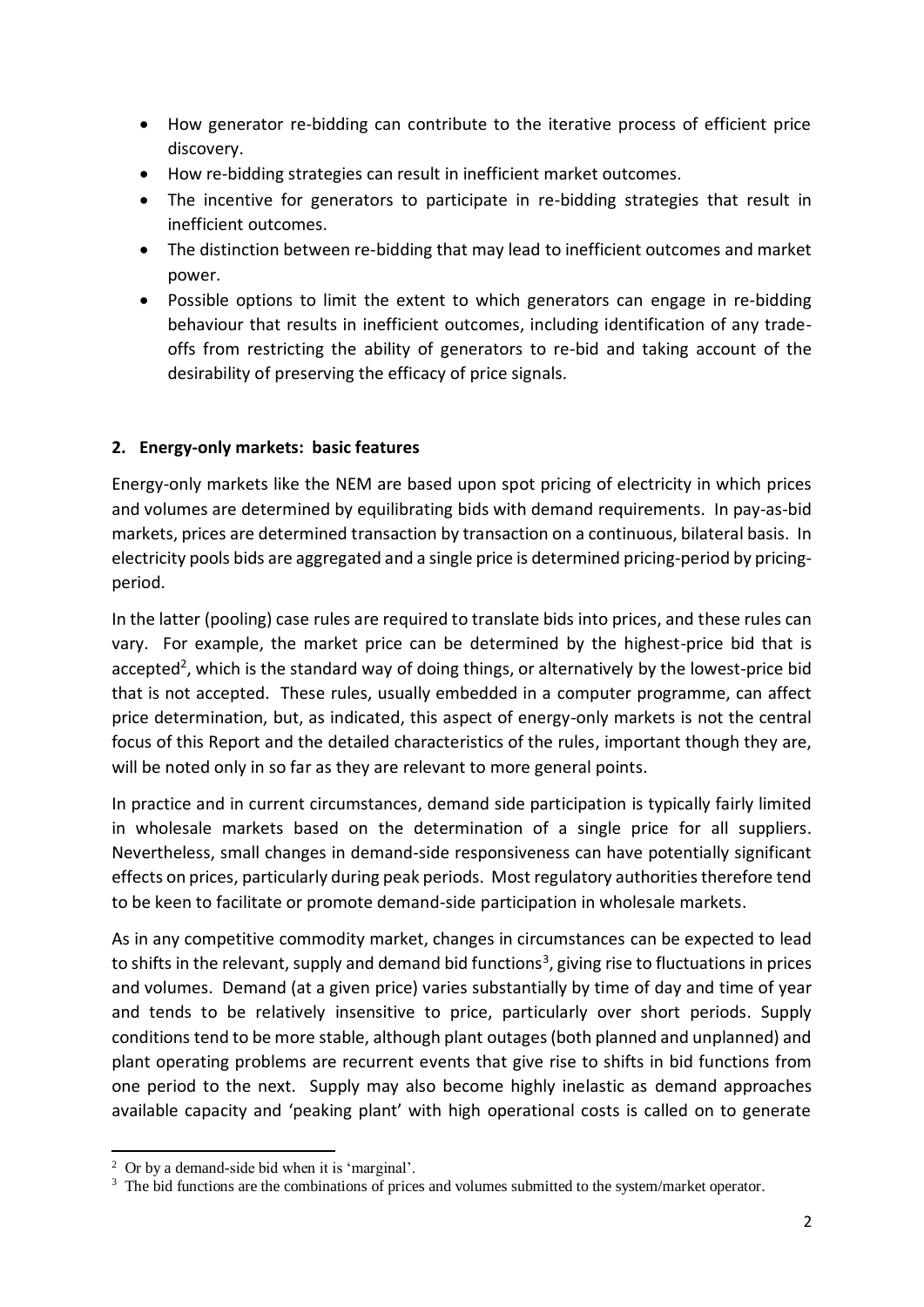- How generator re-bidding can contribute to the iterative process of efficient price discovery.
- How re-bidding strategies can result in inefficient market outcomes.
- The incentive for generators to participate in re-bidding strategies that result in inefficient outcomes.
- The distinction between re-bidding that may lead to inefficient outcomes and market power.
- Possible options to limit the extent to which generators can engage in re-bidding behaviour that results in inefficient outcomes, including identification of any trade-offs from restricting the ability of generators to re-bid and taking account of the desirability of preserving the efficacy of price signals.

## 2. Energy-only markets: basic features

Energy-only markets like the NEM are based upon spot pricing of electricity in which prices and volumes are determined by equilibrating bids with demand requirements. In pay-as-bid markets, prices are determined transaction by transaction on a continuous, bilateral basis. In electricity pools bids are aggregated and a single price is determined pricing-period by pricing-period.

In the latter (pooling) case rules are required to translate bids into prices, and these rules can vary. For example, the market price can be determined by the highest-price bid that is accepted[2], which is the standard way of doing things, or alternatively by the lowest-price bid that is not accepted. These rules, usually embedded in a computer programme, can affect price determination, but, as indicated, this aspect of energy-only markets is not the central focus of this Report and the detailed characteristics of the rules, important though they are, will be noted only in so far as they are relevant to more general points.

In practice and in current circumstances, demand side participation is typically fairly limited in wholesale markets based on the determination of a single price for all suppliers. Nevertheless, small changes in demand-side responsiveness can have potentially significant effects on prices, particularly during peak periods. Most regulatory authorities therefore tend to be keen to facilitate or promote demand-side participation in wholesale markets.

As in any competitive commodity market, changes in circumstances can be expected to lead to shifts in the relevant, supply and demand bid functions[3], giving rise to fluctuations in prices and volumes. Demand (at a given price) varies substantially by time of day and time of year and tends to be relatively insensitive to price, particularly over short periods. Supply conditions tend to be more stable, although plant outages (both planned and unplanned) and plant operating problems are recurrent events that give rise to shifts in bid functions from one period to the next. Supply may also become highly inelastic as demand approaches available capacity and 'peaking plant' with high operational costs is called on to generate

[2] Or by a demand-side bid when it is 'marginal'.

[3] The bid functions are the combinations of prices and volumes submitted to the system/market operator.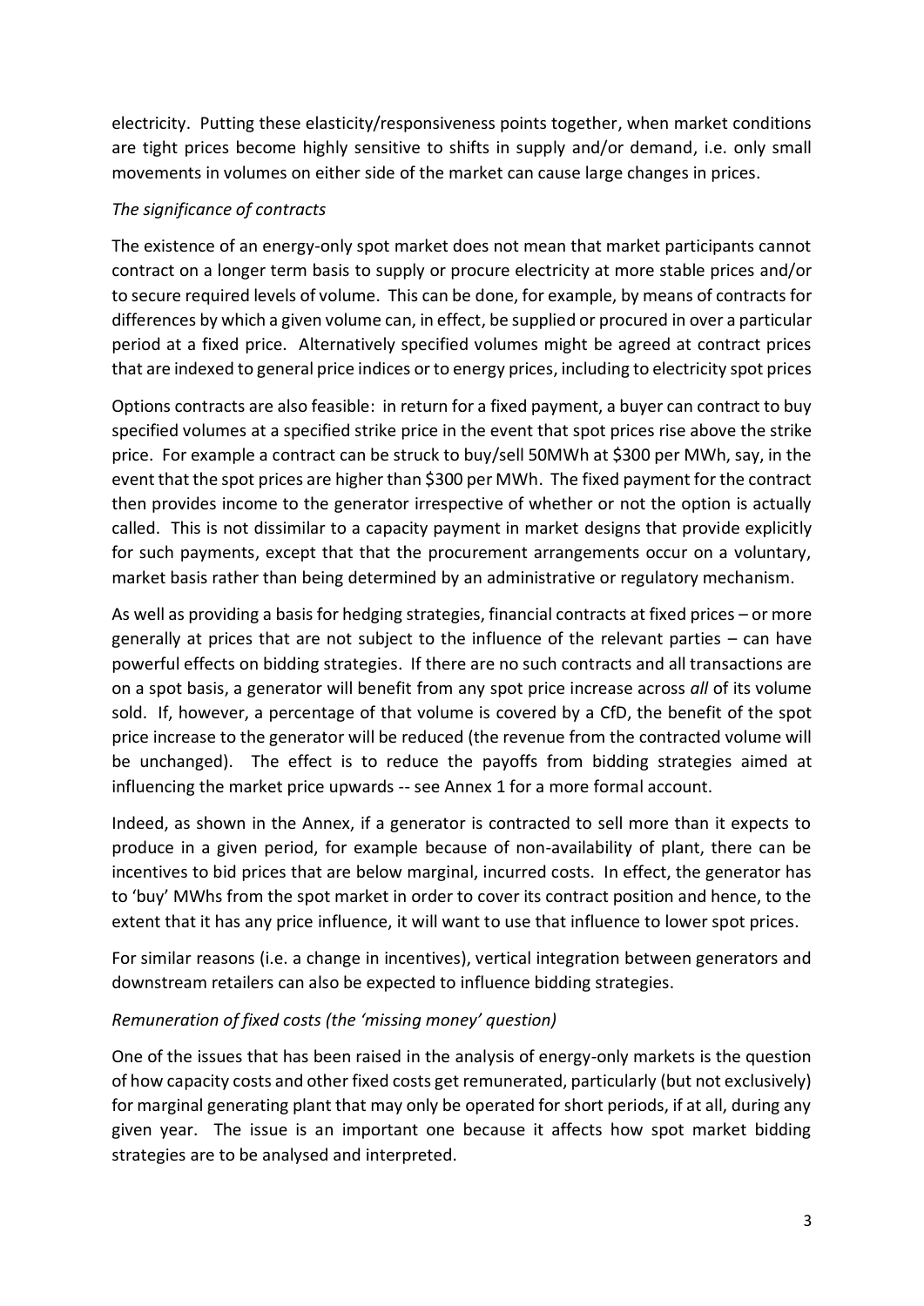electricity. Putting these elasticity/responsiveness points together, when market conditions are tight prices become highly sensitive to shifts in supply and/or demand, i.e. only small movements in volumes on either side of the market can cause large changes in prices.

*The significance of contracts*

The existence of an energy-only spot market does not mean that market participants cannot contract on a longer term basis to supply or procure electricity at more stable prices and/or to secure required levels of volume. This can be done, for example, by means of contracts for differences by which a given volume can, in effect, be supplied or procured in over a particular period at a fixed price. Alternatively specified volumes might be agreed at contract prices that are indexed to general price indices or to energy prices, including to electricity spot prices

Options contracts are also feasible: in return for a fixed payment, a buyer can contract to buy specified volumes at a specified strike price in the event that spot prices rise above the strike price. For example a contract can be struck to buy/sell 50MWh at $300 per MWh, say, in the event that the spot prices are higher than $300 per MWh. The fixed payment for the contract then provides income to the generator irrespective of whether or not the option is actually called. This is not dissimilar to a capacity payment in market designs that provide explicitly for such payments, except that that the procurement arrangements occur on a voluntary, market basis rather than being determined by an administrative or regulatory mechanism.

As well as providing a basis for hedging strategies, financial contracts at fixed prices – or more generally at prices that are not subject to the influence of the relevant parties – can have powerful effects on bidding strategies. If there are no such contracts and all transactions are on a spot basis, a generator will benefit from any spot price increase across *all* of its volume sold. If, however, a percentage of that volume is covered by a CfD, the benefit of the spot price increase to the generator will be reduced (the revenue from the contracted volume will be unchanged). The effect is to reduce the payoffs from bidding strategies aimed at influencing the market price upwards -- see Annex 1 for a more formal account.

Indeed, as shown in the Annex, if a generator is contracted to sell more than it expects to produce in a given period, for example because of non-availability of plant, there can be incentives to bid prices that are below marginal, incurred costs. In effect, the generator has to 'buy' MWhs from the spot market in order to cover its contract position and hence, to the extent that it has any price influence, it will want to use that influence to lower spot prices.

For similar reasons (i.e. a change in incentives), vertical integration between generators and downstream retailers can also be expected to influence bidding strategies.

*Remuneration of fixed costs (the 'missing money' question)*

One of the issues that has been raised in the analysis of energy-only markets is the question of how capacity costs and other fixed costs get remunerated, particularly (but not exclusively) for marginal generating plant that may only be operated for short periods, if at all, during any given year. The issue is an important one because it affects how spot market bidding strategies are to be analysed and interpreted.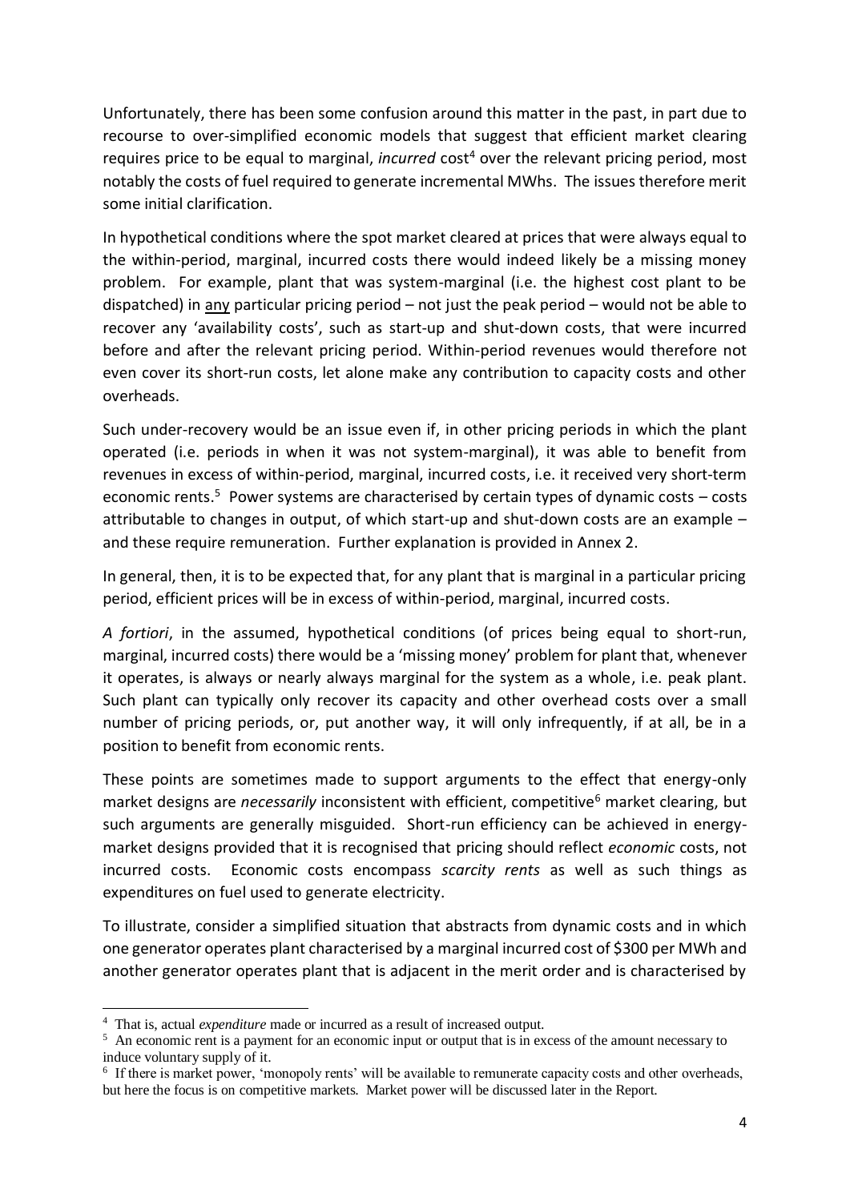Unfortunately, there has been some confusion around this matter in the past, in part due to recourse to over-simplified economic models that suggest that efficient market clearing requires price to be equal to marginal, *incurred* cost[4] over the relevant pricing period, most notably the costs of fuel required to generate incremental MWhs. The issues therefore merit some initial clarification.

In hypothetical conditions where the spot market cleared at prices that were always equal to the within-period, marginal, incurred costs there would indeed likely be a missing money problem. For example, plant that was system-marginal (i.e. the highest cost plant to be dispatched) in <u>any</u> particular pricing period – not just the peak period – would not be able to recover any 'availability costs', such as start-up and shut-down costs, that were incurred before and after the relevant pricing period. Within-period revenues would therefore not even cover its short-run costs, let alone make any contribution to capacity costs and other overheads.

Such under-recovery would be an issue even if, in other pricing periods in which the plant operated (i.e. periods in when it was not system-marginal), it was able to benefit from revenues in excess of within-period, marginal, incurred costs, i.e. it received very short-term economic rents.[5] Power systems are characterised by certain types of dynamic costs – costs attributable to changes in output, of which start-up and shut-down costs are an example – and these require remuneration. Further explanation is provided in Annex 2.

In general, then, it is to be expected that, for any plant that is marginal in a particular pricing period, efficient prices will be in excess of within-period, marginal, incurred costs.

*A fortiori*, in the assumed, hypothetical conditions (of prices being equal to short-run, marginal, incurred costs) there would be a 'missing money' problem for plant that, whenever it operates, is always or nearly always marginal for the system as a whole, i.e. peak plant. Such plant can typically only recover its capacity and other overhead costs over a small number of pricing periods, or, put another way, it will only infrequently, if at all, be in a position to benefit from economic rents.

These points are sometimes made to support arguments to the effect that energy-only market designs are *necessarily* inconsistent with efficient, competitive[6] market clearing, but such arguments are generally misguided. Short-run efficiency can be achieved in energy-market designs provided that it is recognised that pricing should reflect *economic* costs, not incurred costs. Economic costs encompass *scarcity rents* as well as such things as expenditures on fuel used to generate electricity.

To illustrate, consider a simplified situation that abstracts from dynamic costs and in which one generator operates plant characterised by a marginal incurred cost of \$300 per MWh and another generator operates plant that is adjacent in the merit order and is characterised by

---

[4] That is, actual *expenditure* made or incurred as a result of increased output.

[5] An economic rent is a payment for an economic input or output that is in excess of the amount necessary to induce voluntary supply of it.

[6] If there is market power, 'monopoly rents' will be available to remunerate capacity costs and other overheads, but here the focus is on competitive markets. Market power will be discussed later in the Report.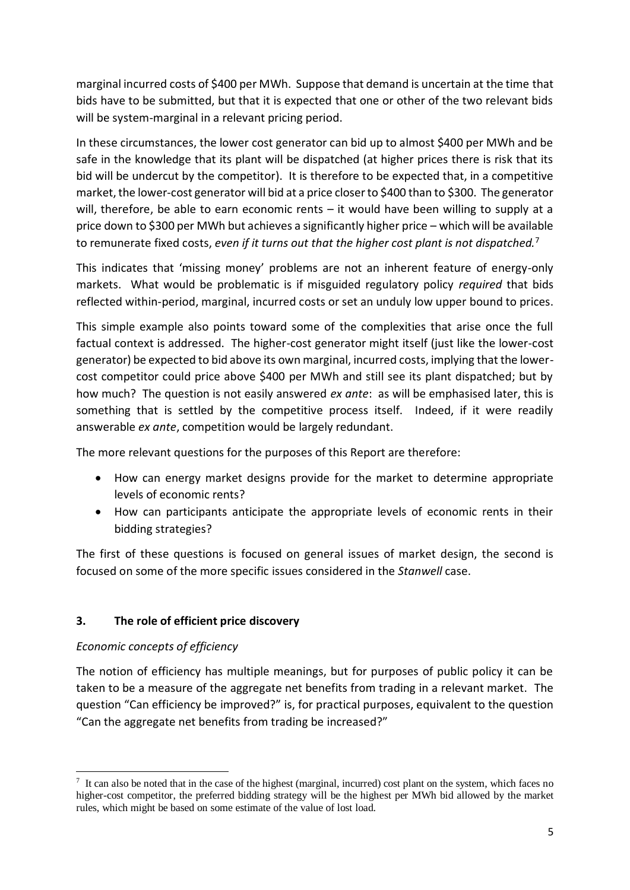marginal incurred costs of $400 per MWh. Suppose that demand is uncertain at the time that bids have to be submitted, but that it is expected that one or other of the two relevant bids will be system-marginal in a relevant pricing period.

In these circumstances, the lower cost generator can bid up to almost $400 per MWh and be safe in the knowledge that its plant will be dispatched (at higher prices there is risk that its bid will be undercut by the competitor). It is therefore to be expected that, in a competitive market, the lower-cost generator will bid at a price closer to $400 than to $300. The generator will, therefore, be able to earn economic rents – it would have been willing to supply at a price down to $300 per MWh but achieves a significantly higher price – which will be available to remunerate fixed costs, *even if it turns out that the higher cost plant is not dispatched.*[7]

This indicates that 'missing money' problems are not an inherent feature of energy-only markets. What would be problematic is if misguided regulatory policy *required* that bids reflected within-period, marginal, incurred costs or set an unduly low upper bound to prices.

This simple example also points toward some of the complexities that arise once the full factual context is addressed. The higher-cost generator might itself (just like the lower-cost generator) be expected to bid above its own marginal, incurred costs, implying that the lower-cost competitor could price above $400 per MWh and still see its plant dispatched; but by how much? The question is not easily answered *ex ante*: as will be emphasised later, this is something that is settled by the competitive process itself. Indeed, if it were readily answerable *ex ante*, competition would be largely redundant.

The more relevant questions for the purposes of this Report are therefore:

- How can energy market designs provide for the market to determine appropriate levels of economic rents?
- How can participants anticipate the appropriate levels of economic rents in their bidding strategies?

The first of these questions is focused on general issues of market design, the second is focused on some of the more specific issues considered in the *Stanwell* case.

## 3. The role of efficient price discovery

### *Economic concepts of efficiency*

The notion of efficiency has multiple meanings, but for purposes of public policy it can be taken to be a measure of the aggregate net benefits from trading in a relevant market. The question "Can efficiency be improved?" is, for practical purposes, equivalent to the question "Can the aggregate net benefits from trading be increased?"

---

[7] It can also be noted that in the case of the highest (marginal, incurred) cost plant on the system, which faces no higher-cost competitor, the preferred bidding strategy will be the highest per MWh bid allowed by the market rules, which might be based on some estimate of the value of lost load.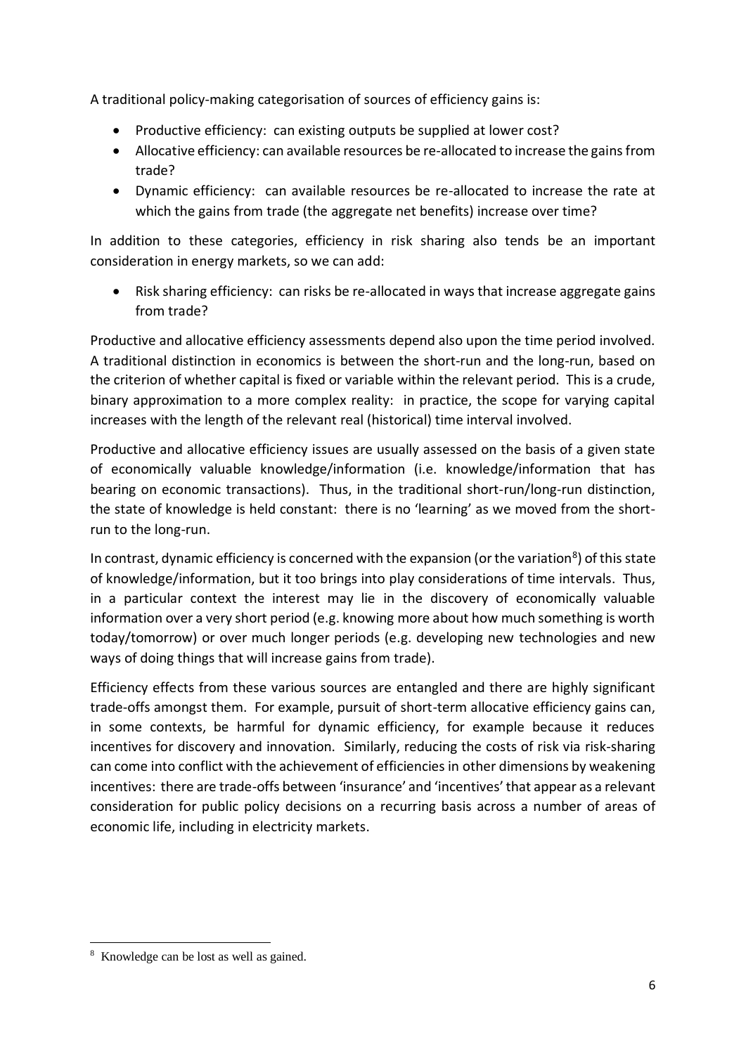A traditional policy-making categorisation of sources of efficiency gains is:

- Productive efficiency: can existing outputs be supplied at lower cost?
- Allocative efficiency: can available resources be re-allocated to increase the gains from trade?
- Dynamic efficiency: can available resources be re-allocated to increase the rate at which the gains from trade (the aggregate net benefits) increase over time?

In addition to these categories, efficiency in risk sharing also tends be an important consideration in energy markets, so we can add:

- Risk sharing efficiency: can risks be re-allocated in ways that increase aggregate gains from trade?

Productive and allocative efficiency assessments depend also upon the time period involved. A traditional distinction in economics is between the short-run and the long-run, based on the criterion of whether capital is fixed or variable within the relevant period. This is a crude, binary approximation to a more complex reality: in practice, the scope for varying capital increases with the length of the relevant real (historical) time interval involved.

Productive and allocative efficiency issues are usually assessed on the basis of a given state of economically valuable knowledge/information (i.e. knowledge/information that has bearing on economic transactions). Thus, in the traditional short-run/long-run distinction, the state of knowledge is held constant: there is no 'learning' as we moved from the short-run to the long-run.

In contrast, dynamic efficiency is concerned with the expansion (or the variation[8]) of this state of knowledge/information, but it too brings into play considerations of time intervals. Thus, in a particular context the interest may lie in the discovery of economically valuable information over a very short period (e.g. knowing more about how much something is worth today/tomorrow) or over much longer periods (e.g. developing new technologies and new ways of doing things that will increase gains from trade).

Efficiency effects from these various sources are entangled and there are highly significant trade-offs amongst them. For example, pursuit of short-term allocative efficiency gains can, in some contexts, be harmful for dynamic efficiency, for example because it reduces incentives for discovery and innovation. Similarly, reducing the costs of risk via risk-sharing can come into conflict with the achievement of efficiencies in other dimensions by weakening incentives: there are trade-offs between 'insurance' and 'incentives' that appear as a relevant consideration for public policy decisions on a recurring basis across a number of areas of economic life, including in electricity markets.

[8] Knowledge can be lost as well as gained.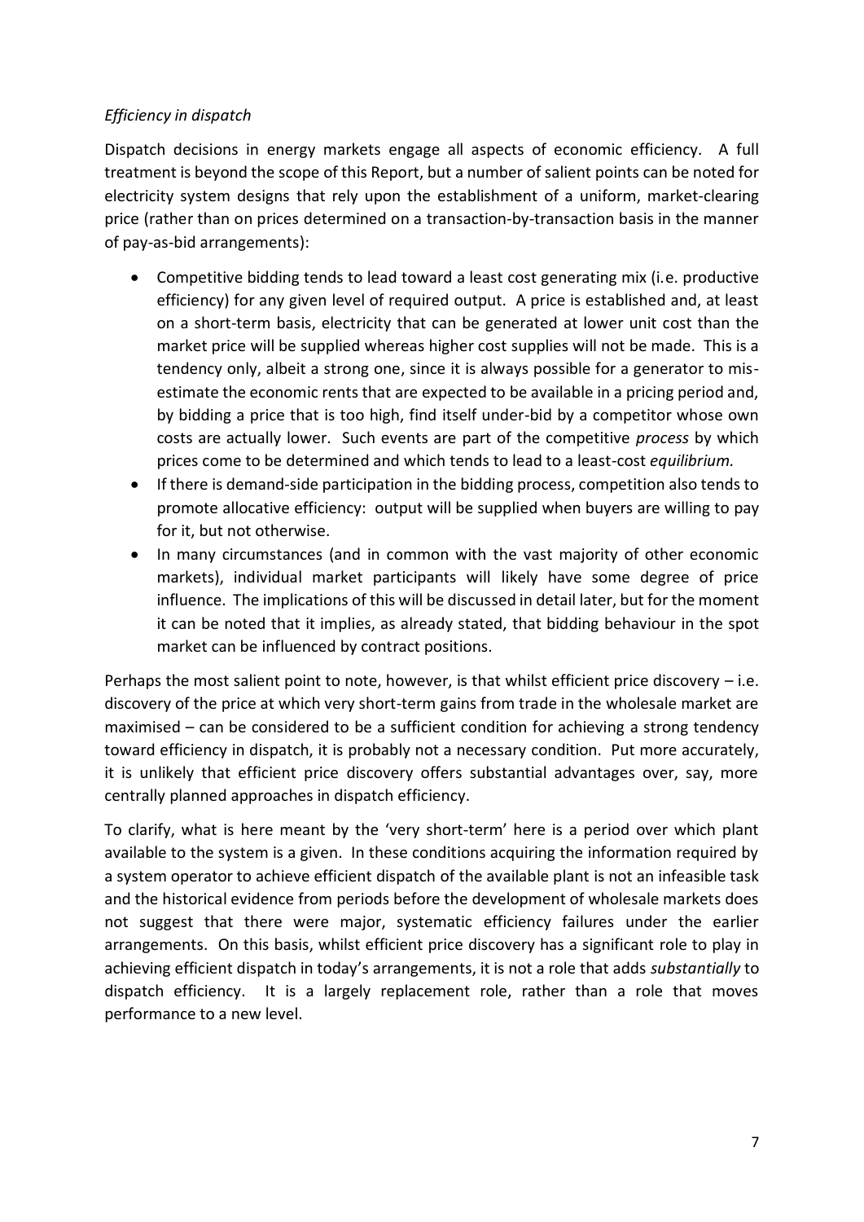*Efficiency in dispatch*

Dispatch decisions in energy markets engage all aspects of economic efficiency. A full treatment is beyond the scope of this Report, but a number of salient points can be noted for electricity system designs that rely upon the establishment of a uniform, market-clearing price (rather than on prices determined on a transaction-by-transaction basis in the manner of pay-as-bid arrangements):

- Competitive bidding tends to lead toward a least cost generating mix (i.e. productive efficiency) for any given level of required output. A price is established and, at least on a short-term basis, electricity that can be generated at lower unit cost than the market price will be supplied whereas higher cost supplies will not be made. This is a tendency only, albeit a strong one, since it is always possible for a generator to mis-estimate the economic rents that are expected to be available in a pricing period and, by bidding a price that is too high, find itself under-bid by a competitor whose own costs are actually lower. Such events are part of the competitive *process* by which prices come to be determined and which tends to lead to a least-cost *equilibrium.*
- If there is demand-side participation in the bidding process, competition also tends to promote allocative efficiency: output will be supplied when buyers are willing to pay for it, but not otherwise.
- In many circumstances (and in common with the vast majority of other economic markets), individual market participants will likely have some degree of price influence. The implications of this will be discussed in detail later, but for the moment it can be noted that it implies, as already stated, that bidding behaviour in the spot market can be influenced by contract positions.

Perhaps the most salient point to note, however, is that whilst efficient price discovery – i.e. discovery of the price at which very short-term gains from trade in the wholesale market are maximised – can be considered to be a sufficient condition for achieving a strong tendency toward efficiency in dispatch, it is probably not a necessary condition. Put more accurately, it is unlikely that efficient price discovery offers substantial advantages over, say, more centrally planned approaches in dispatch efficiency.

To clarify, what is here meant by the 'very short-term' here is a period over which plant available to the system is a given. In these conditions acquiring the information required by a system operator to achieve efficient dispatch of the available plant is not an infeasible task and the historical evidence from periods before the development of wholesale markets does not suggest that there were major, systematic efficiency failures under the earlier arrangements. On this basis, whilst efficient price discovery has a significant role to play in achieving efficient dispatch in today's arrangements, it is not a role that adds *substantially* to dispatch efficiency. It is a largely replacement role, rather than a role that moves performance to a new level.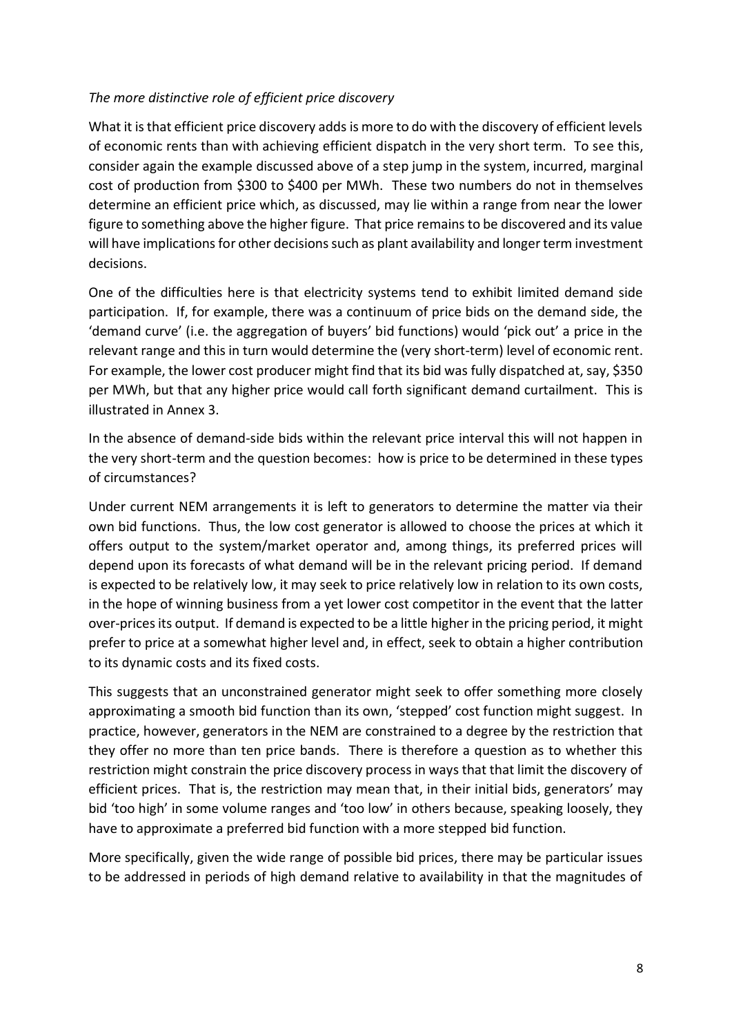*The more distinctive role of efficient price discovery*

What it is that efficient price discovery adds is more to do with the discovery of efficient levels of economic rents than with achieving efficient dispatch in the very short term. To see this, consider again the example discussed above of a step jump in the system, incurred, marginal cost of production from \$300 to \$400 per MWh. These two numbers do not in themselves determine an efficient price which, as discussed, may lie within a range from near the lower figure to something above the higher figure. That price remains to be discovered and its value will have implications for other decisions such as plant availability and longer term investment decisions.

One of the difficulties here is that electricity systems tend to exhibit limited demand side participation. If, for example, there was a continuum of price bids on the demand side, the 'demand curve' (i.e. the aggregation of buyers' bid functions) would 'pick out' a price in the relevant range and this in turn would determine the (very short-term) level of economic rent. For example, the lower cost producer might find that its bid was fully dispatched at, say, \$350 per MWh, but that any higher price would call forth significant demand curtailment. This is illustrated in Annex 3.

In the absence of demand-side bids within the relevant price interval this will not happen in the very short-term and the question becomes: how is price to be determined in these types of circumstances?

Under current NEM arrangements it is left to generators to determine the matter via their own bid functions. Thus, the low cost generator is allowed to choose the prices at which it offers output to the system/market operator and, among things, its preferred prices will depend upon its forecasts of what demand will be in the relevant pricing period. If demand is expected to be relatively low, it may seek to price relatively low in relation to its own costs, in the hope of winning business from a yet lower cost competitor in the event that the latter over-prices its output. If demand is expected to be a little higher in the pricing period, it might prefer to price at a somewhat higher level and, in effect, seek to obtain a higher contribution to its dynamic costs and its fixed costs.

This suggests that an unconstrained generator might seek to offer something more closely approximating a smooth bid function than its own, 'stepped' cost function might suggest. In practice, however, generators in the NEM are constrained to a degree by the restriction that they offer no more than ten price bands. There is therefore a question as to whether this restriction might constrain the price discovery process in ways that that limit the discovery of efficient prices. That is, the restriction may mean that, in their initial bids, generators' may bid 'too high' in some volume ranges and 'too low' in others because, speaking loosely, they have to approximate a preferred bid function with a more stepped bid function.

More specifically, given the wide range of possible bid prices, there may be particular issues to be addressed in periods of high demand relative to availability in that the magnitudes of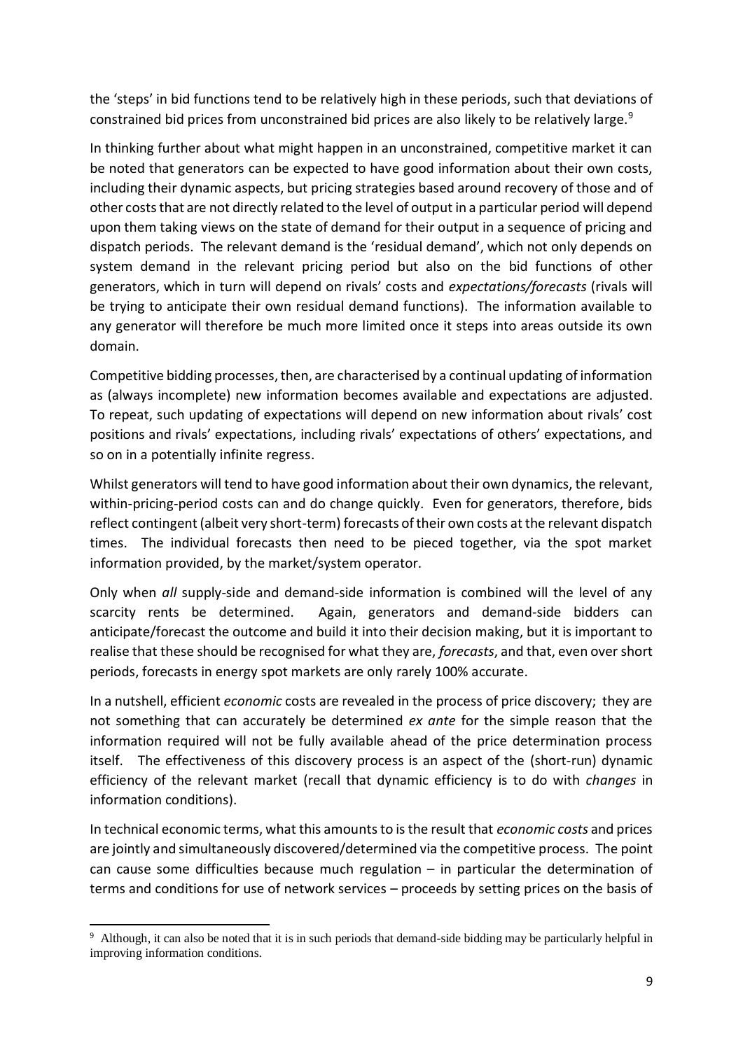the 'steps' in bid functions tend to be relatively high in these periods, such that deviations of constrained bid prices from unconstrained bid prices are also likely to be relatively large.[9]

In thinking further about what might happen in an unconstrained, competitive market it can be noted that generators can be expected to have good information about their own costs, including their dynamic aspects, but pricing strategies based around recovery of those and of other costs that are not directly related to the level of output in a particular period will depend upon them taking views on the state of demand for their output in a sequence of pricing and dispatch periods. The relevant demand is the 'residual demand', which not only depends on system demand in the relevant pricing period but also on the bid functions of other generators, which in turn will depend on rivals' costs and *expectations/forecasts* (rivals will be trying to anticipate their own residual demand functions). The information available to any generator will therefore be much more limited once it steps into areas outside its own domain.

Competitive bidding processes, then, are characterised by a continual updating of information as (always incomplete) new information becomes available and expectations are adjusted. To repeat, such updating of expectations will depend on new information about rivals' cost positions and rivals' expectations, including rivals' expectations of others' expectations, and so on in a potentially infinite regress.

Whilst generators will tend to have good information about their own dynamics, the relevant, within-pricing-period costs can and do change quickly. Even for generators, therefore, bids reflect contingent (albeit very short-term) forecasts of their own costs at the relevant dispatch times. The individual forecasts then need to be pieced together, via the spot market information provided, by the market/system operator.

Only when *all* supply-side and demand-side information is combined will the level of any scarcity rents be determined. Again, generators and demand-side bidders can anticipate/forecast the outcome and build it into their decision making, but it is important to realise that these should be recognised for what they are, *forecasts*, and that, even over short periods, forecasts in energy spot markets are only rarely 100% accurate.

In a nutshell, efficient *economic* costs are revealed in the process of price discovery; they are not something that can accurately be determined *ex ante* for the simple reason that the information required will not be fully available ahead of the price determination process itself. The effectiveness of this discovery process is an aspect of the (short-run) dynamic efficiency of the relevant market (recall that dynamic efficiency is to do with *changes* in information conditions).

In technical economic terms, what this amounts to is the result that *economic costs* and prices are jointly and simultaneously discovered/determined via the competitive process. The point can cause some difficulties because much regulation – in particular the determination of terms and conditions for use of network services – proceeds by setting prices on the basis of

[9] Although, it can also be noted that it is in such periods that demand-side bidding may be particularly helpful in improving information conditions.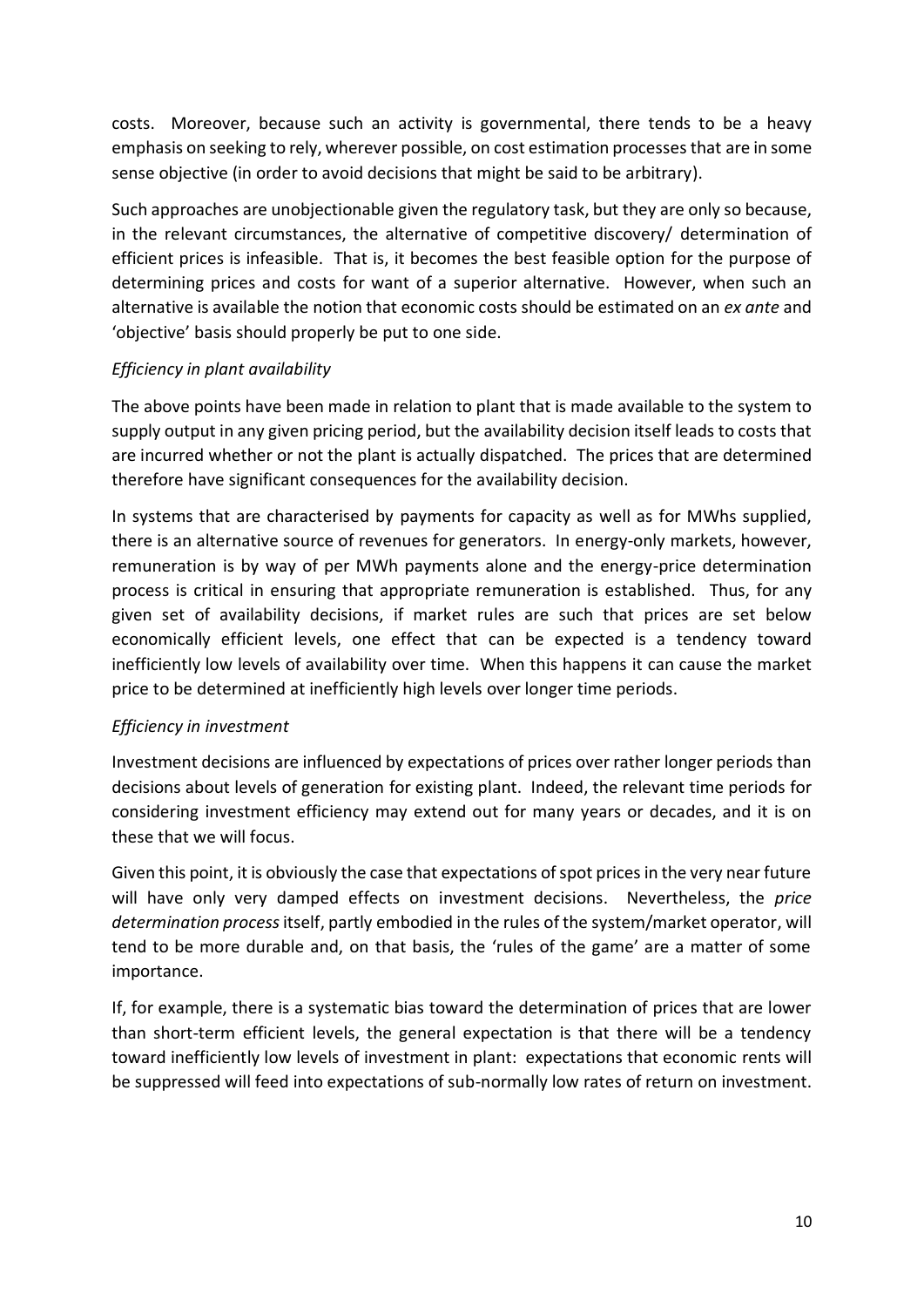costs. Moreover, because such an activity is governmental, there tends to be a heavy emphasis on seeking to rely, wherever possible, on cost estimation processes that are in some sense objective (in order to avoid decisions that might be said to be arbitrary).

Such approaches are unobjectionable given the regulatory task, but they are only so because, in the relevant circumstances, the alternative of competitive discovery/ determination of efficient prices is infeasible. That is, it becomes the best feasible option for the purpose of determining prices and costs for want of a superior alternative. However, when such an alternative is available the notion that economic costs should be estimated on an *ex ante* and 'objective' basis should properly be put to one side.

*Efficiency in plant availability*

The above points have been made in relation to plant that is made available to the system to supply output in any given pricing period, but the availability decision itself leads to costs that are incurred whether or not the plant is actually dispatched. The prices that are determined therefore have significant consequences for the availability decision.

In systems that are characterised by payments for capacity as well as for MWhs supplied, there is an alternative source of revenues for generators. In energy-only markets, however, remuneration is by way of per MWh payments alone and the energy-price determination process is critical in ensuring that appropriate remuneration is established. Thus, for any given set of availability decisions, if market rules are such that prices are set below economically efficient levels, one effect that can be expected is a tendency toward inefficiently low levels of availability over time. When this happens it can cause the market price to be determined at inefficiently high levels over longer time periods.

*Efficiency in investment*

Investment decisions are influenced by expectations of prices over rather longer periods than decisions about levels of generation for existing plant. Indeed, the relevant time periods for considering investment efficiency may extend out for many years or decades, and it is on these that we will focus.

Given this point, it is obviously the case that expectations of spot prices in the very near future will have only very damped effects on investment decisions. Nevertheless, the *price determination process* itself, partly embodied in the rules of the system/market operator, will tend to be more durable and, on that basis, the 'rules of the game' are a matter of some importance.

If, for example, there is a systematic bias toward the determination of prices that are lower than short-term efficient levels, the general expectation is that there will be a tendency toward inefficiently low levels of investment in plant: expectations that economic rents will be suppressed will feed into expectations of sub-normally low rates of return on investment.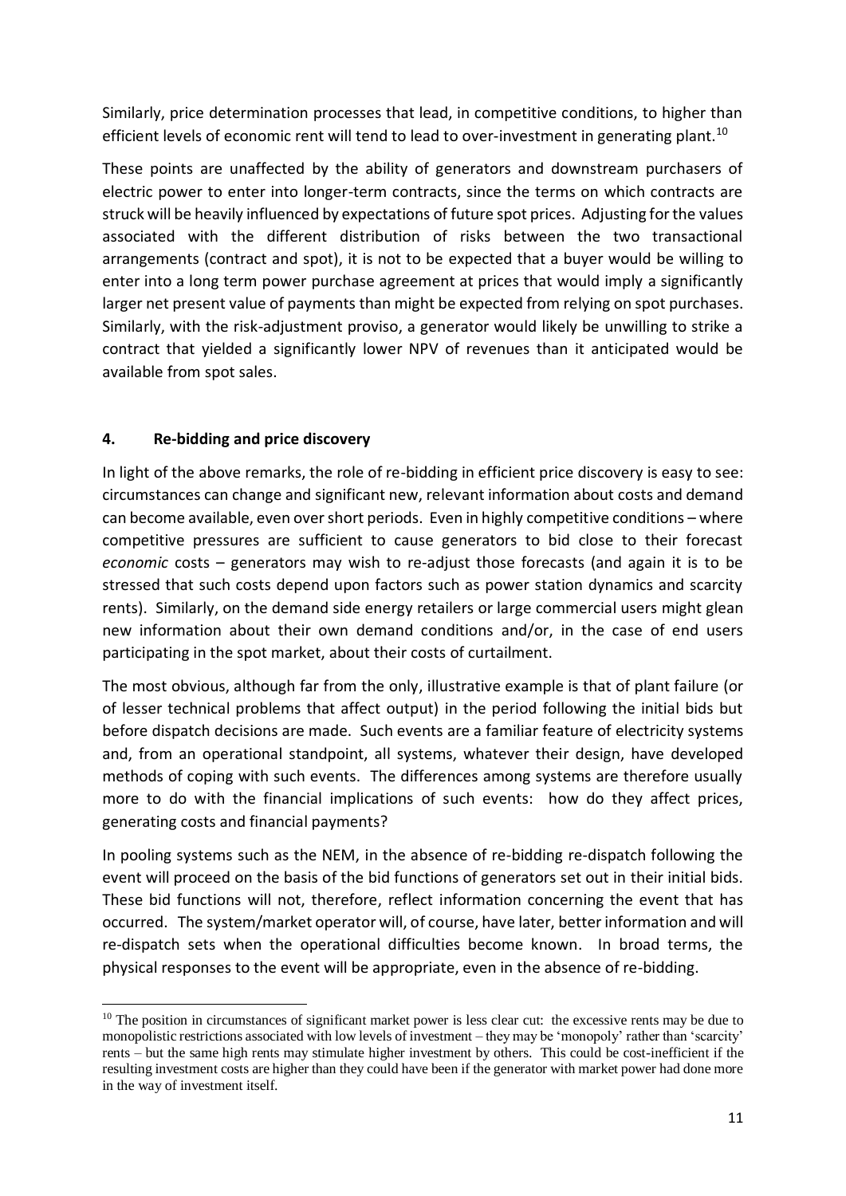Similarly, price determination processes that lead, in competitive conditions, to higher than efficient levels of economic rent will tend to lead to over-investment in generating plant.[10]

These points are unaffected by the ability of generators and downstream purchasers of electric power to enter into longer-term contracts, since the terms on which contracts are struck will be heavily influenced by expectations of future spot prices. Adjusting for the values associated with the different distribution of risks between the two transactional arrangements (contract and spot), it is not to be expected that a buyer would be willing to enter into a long term power purchase agreement at prices that would imply a significantly larger net present value of payments than might be expected from relying on spot purchases. Similarly, with the risk-adjustment proviso, a generator would likely be unwilling to strike a contract that yielded a significantly lower NPV of revenues than it anticipated would be available from spot sales.

## 4. Re-bidding and price discovery

In light of the above remarks, the role of re-bidding in efficient price discovery is easy to see: circumstances can change and significant new, relevant information about costs and demand can become available, even over short periods. Even in highly competitive conditions – where competitive pressures are sufficient to cause generators to bid close to their forecast *economic* costs – generators may wish to re-adjust those forecasts (and again it is to be stressed that such costs depend upon factors such as power station dynamics and scarcity rents). Similarly, on the demand side energy retailers or large commercial users might glean new information about their own demand conditions and/or, in the case of end users participating in the spot market, about their costs of curtailment.

The most obvious, although far from the only, illustrative example is that of plant failure (or of lesser technical problems that affect output) in the period following the initial bids but before dispatch decisions are made. Such events are a familiar feature of electricity systems and, from an operational standpoint, all systems, whatever their design, have developed methods of coping with such events. The differences among systems are therefore usually more to do with the financial implications of such events: how do they affect prices, generating costs and financial payments?

In pooling systems such as the NEM, in the absence of re-bidding re-dispatch following the event will proceed on the basis of the bid functions of generators set out in their initial bids. These bid functions will not, therefore, reflect information concerning the event that has occurred. The system/market operator will, of course, have later, better information and will re-dispatch sets when the operational difficulties become known. In broad terms, the physical responses to the event will be appropriate, even in the absence of re-bidding.

[10] The position in circumstances of significant market power is less clear cut: the excessive rents may be due to monopolistic restrictions associated with low levels of investment – they may be 'monopoly' rather than 'scarcity' rents – but the same high rents may stimulate higher investment by others. This could be cost-inefficient if the resulting investment costs are higher than they could have been if the generator with market power had done more in the way of investment itself.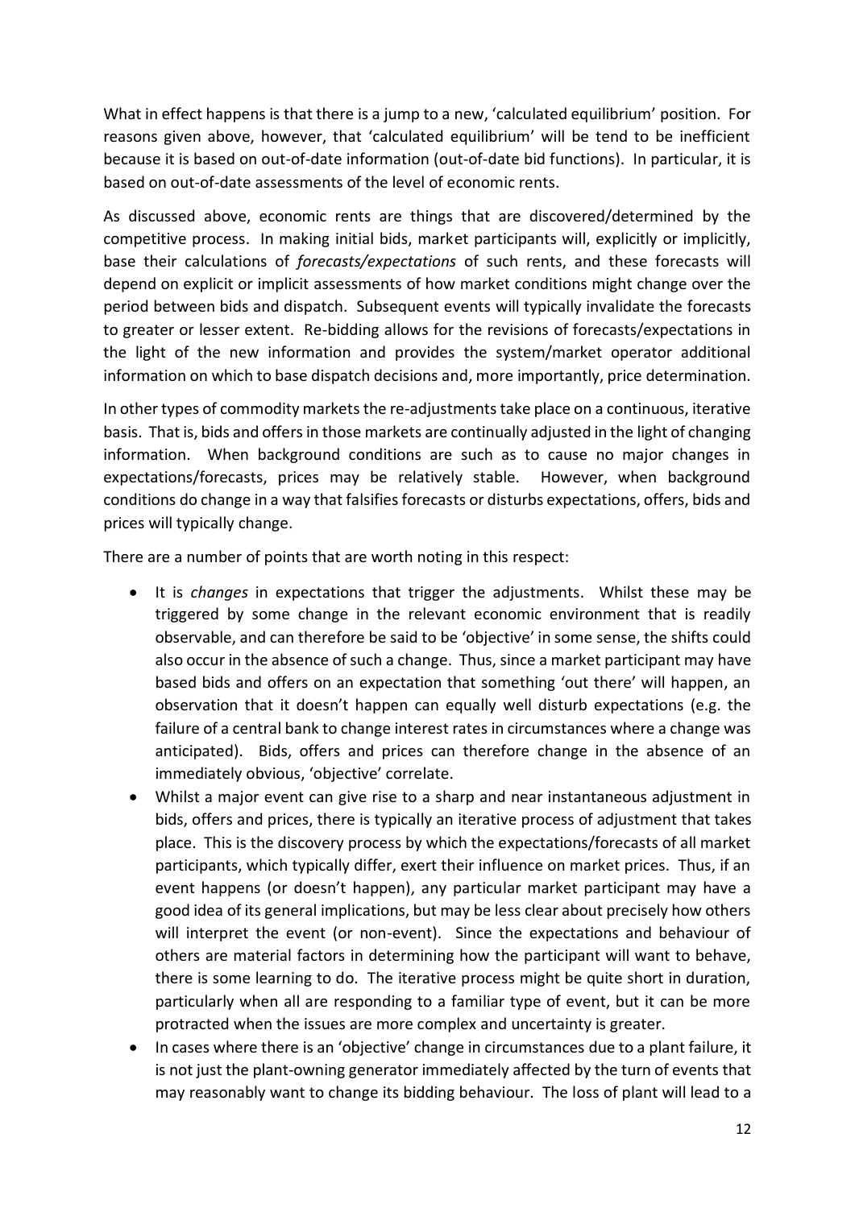What in effect happens is that there is a jump to a new, 'calculated equilibrium' position. For reasons given above, however, that 'calculated equilibrium' will be tend to be inefficient because it is based on out-of-date information (out-of-date bid functions). In particular, it is based on out-of-date assessments of the level of economic rents.

As discussed above, economic rents are things that are discovered/determined by the competitive process. In making initial bids, market participants will, explicitly or implicitly, base their calculations of *forecasts/expectations* of such rents, and these forecasts will depend on explicit or implicit assessments of how market conditions might change over the period between bids and dispatch. Subsequent events will typically invalidate the forecasts to greater or lesser extent. Re-bidding allows for the revisions of forecasts/expectations in the light of the new information and provides the system/market operator additional information on which to base dispatch decisions and, more importantly, price determination.

In other types of commodity markets the re-adjustments take place on a continuous, iterative basis. That is, bids and offers in those markets are continually adjusted in the light of changing information. When background conditions are such as to cause no major changes in expectations/forecasts, prices may be relatively stable. However, when background conditions do change in a way that falsifies forecasts or disturbs expectations, offers, bids and prices will typically change.

There are a number of points that are worth noting in this respect:

- It is *changes* in expectations that trigger the adjustments. Whilst these may be triggered by some change in the relevant economic environment that is readily observable, and can therefore be said to be 'objective' in some sense, the shifts could also occur in the absence of such a change. Thus, since a market participant may have based bids and offers on an expectation that something 'out there' will happen, an observation that it doesn't happen can equally well disturb expectations (e.g. the failure of a central bank to change interest rates in circumstances where a change was anticipated). Bids, offers and prices can therefore change in the absence of an immediately obvious, 'objective' correlate.
- Whilst a major event can give rise to a sharp and near instantaneous adjustment in bids, offers and prices, there is typically an iterative process of adjustment that takes place. This is the discovery process by which the expectations/forecasts of all market participants, which typically differ, exert their influence on market prices. Thus, if an event happens (or doesn't happen), any particular market participant may have a good idea of its general implications, but may be less clear about precisely how others will interpret the event (or non-event). Since the expectations and behaviour of others are material factors in determining how the participant will want to behave, there is some learning to do. The iterative process might be quite short in duration, particularly when all are responding to a familiar type of event, but it can be more protracted when the issues are more complex and uncertainty is greater.
- In cases where there is an 'objective' change in circumstances due to a plant failure, it is not just the plant-owning generator immediately affected by the turn of events that may reasonably want to change its bidding behaviour. The loss of plant will lead to a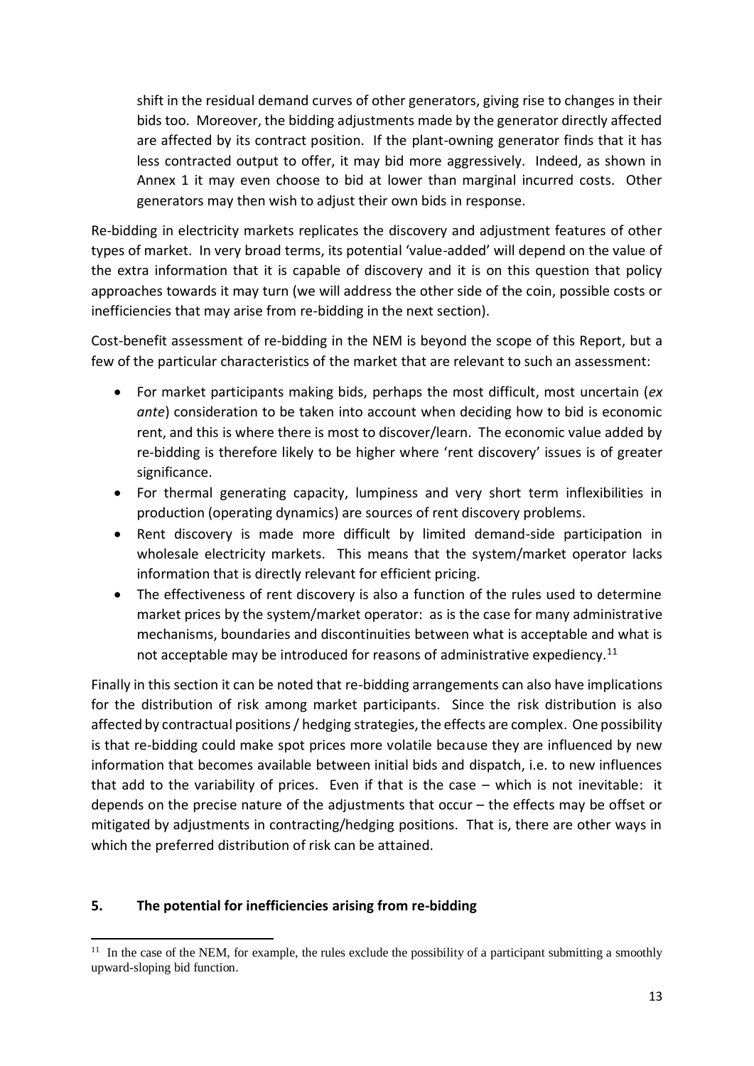shift in the residual demand curves of other generators, giving rise to changes in their bids too. Moreover, the bidding adjustments made by the generator directly affected are affected by its contract position. If the plant-owning generator finds that it has less contracted output to offer, it may bid more aggressively. Indeed, as shown in Annex 1 it may even choose to bid at lower than marginal incurred costs. Other generators may then wish to adjust their own bids in response.

Re-bidding in electricity markets replicates the discovery and adjustment features of other types of market. In very broad terms, its potential 'value-added' will depend on the value of the extra information that it is capable of discovery and it is on this question that policy approaches towards it may turn (we will address the other side of the coin, possible costs or inefficiencies that may arise from re-bidding in the next section).

Cost-benefit assessment of re-bidding in the NEM is beyond the scope of this Report, but a few of the particular characteristics of the market that are relevant to such an assessment:

- For market participants making bids, perhaps the most difficult, most uncertain (*ex ante*) consideration to be taken into account when deciding how to bid is economic rent, and this is where there is most to discover/learn. The economic value added by re-bidding is therefore likely to be higher where 'rent discovery' issues is of greater significance.
- For thermal generating capacity, lumpiness and very short term inflexibilities in production (operating dynamics) are sources of rent discovery problems.
- Rent discovery is made more difficult by limited demand-side participation in wholesale electricity markets. This means that the system/market operator lacks information that is directly relevant for efficient pricing.
- The effectiveness of rent discovery is also a function of the rules used to determine market prices by the system/market operator: as is the case for many administrative mechanisms, boundaries and discontinuities between what is acceptable and what is not acceptable may be introduced for reasons of administrative expediency.[11]

Finally in this section it can be noted that re-bidding arrangements can also have implications for the distribution of risk among market participants. Since the risk distribution is also affected by contractual positions / hedging strategies, the effects are complex. One possibility is that re-bidding could make spot prices more volatile because they are influenced by new information that becomes available between initial bids and dispatch, i.e. to new influences that add to the variability of prices. Even if that is the case – which is not inevitable: it depends on the precise nature of the adjustments that occur – the effects may be offset or mitigated by adjustments in contracting/hedging positions. That is, there are other ways in which the preferred distribution of risk can be attained.

## 5. The potential for inefficiencies arising from re-bidding

[11] In the case of the NEM, for example, the rules exclude the possibility of a participant submitting a smoothly upward-sloping bid function.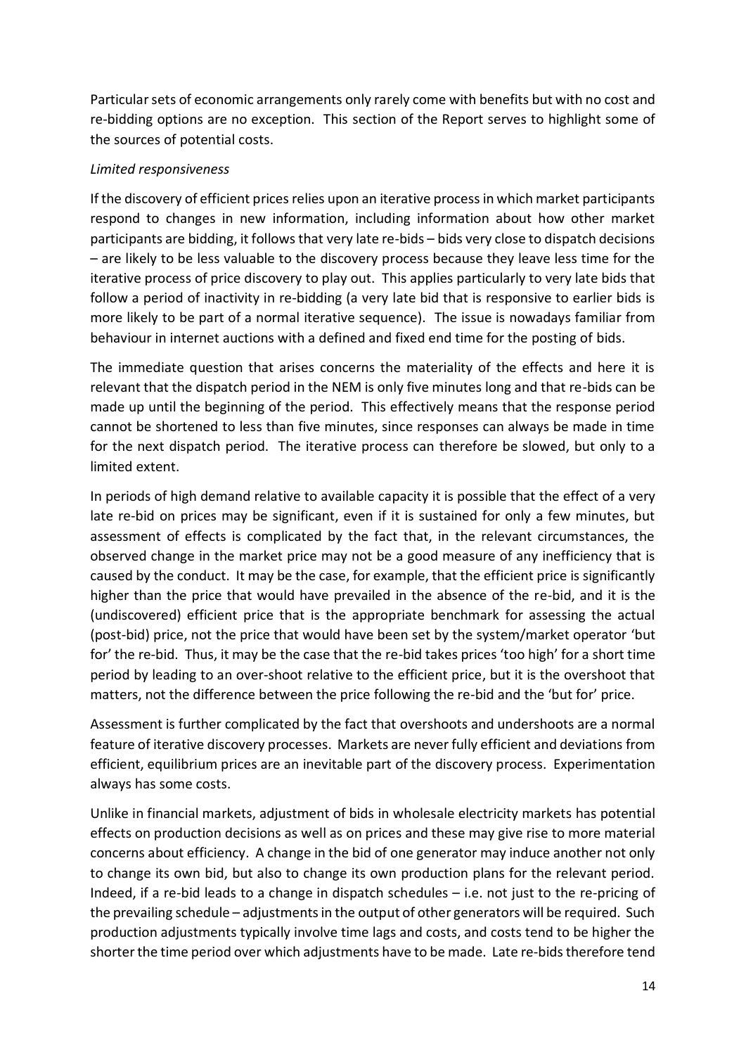Particular sets of economic arrangements only rarely come with benefits but with no cost and re-bidding options are no exception. This section of the Report serves to highlight some of the sources of potential costs.

*Limited responsiveness*

If the discovery of efficient prices relies upon an iterative process in which market participants respond to changes in new information, including information about how other market participants are bidding, it follows that very late re-bids – bids very close to dispatch decisions – are likely to be less valuable to the discovery process because they leave less time for the iterative process of price discovery to play out. This applies particularly to very late bids that follow a period of inactivity in re-bidding (a very late bid that is responsive to earlier bids is more likely to be part of a normal iterative sequence). The issue is nowadays familiar from behaviour in internet auctions with a defined and fixed end time for the posting of bids.

The immediate question that arises concerns the materiality of the effects and here it is relevant that the dispatch period in the NEM is only five minutes long and that re-bids can be made up until the beginning of the period. This effectively means that the response period cannot be shortened to less than five minutes, since responses can always be made in time for the next dispatch period. The iterative process can therefore be slowed, but only to a limited extent.

In periods of high demand relative to available capacity it is possible that the effect of a very late re-bid on prices may be significant, even if it is sustained for only a few minutes, but assessment of effects is complicated by the fact that, in the relevant circumstances, the observed change in the market price may not be a good measure of any inefficiency that is caused by the conduct. It may be the case, for example, that the efficient price is significantly higher than the price that would have prevailed in the absence of the re-bid, and it is the (undiscovered) efficient price that is the appropriate benchmark for assessing the actual (post-bid) price, not the price that would have been set by the system/market operator 'but for' the re-bid. Thus, it may be the case that the re-bid takes prices 'too high' for a short time period by leading to an over-shoot relative to the efficient price, but it is the overshoot that matters, not the difference between the price following the re-bid and the 'but for' price.

Assessment is further complicated by the fact that overshoots and undershoots are a normal feature of iterative discovery processes. Markets are never fully efficient and deviations from efficient, equilibrium prices are an inevitable part of the discovery process. Experimentation always has some costs.

Unlike in financial markets, adjustment of bids in wholesale electricity markets has potential effects on production decisions as well as on prices and these may give rise to more material concerns about efficiency. A change in the bid of one generator may induce another not only to change its own bid, but also to change its own production plans for the relevant period. Indeed, if a re-bid leads to a change in dispatch schedules – i.e. not just to the re-pricing of the prevailing schedule – adjustments in the output of other generators will be required. Such production adjustments typically involve time lags and costs, and costs tend to be higher the shorter the time period over which adjustments have to be made. Late re-bids therefore tend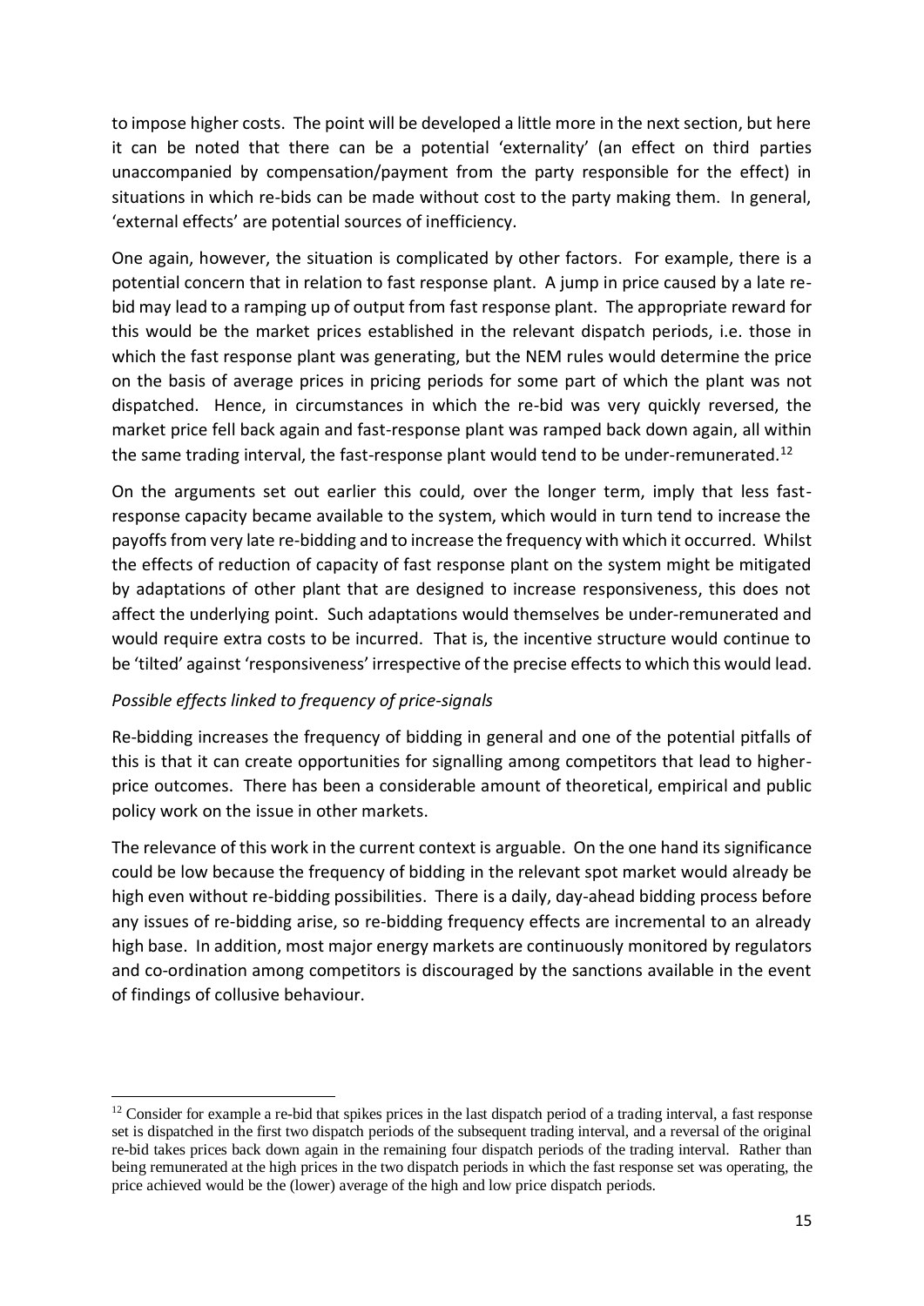to impose higher costs. The point will be developed a little more in the next section, but here it can be noted that there can be a potential 'externality' (an effect on third parties unaccompanied by compensation/payment from the party responsible for the effect) in situations in which re-bids can be made without cost to the party making them. In general, 'external effects' are potential sources of inefficiency.

One again, however, the situation is complicated by other factors. For example, there is a potential concern that in relation to fast response plant. A jump in price caused by a late re-bid may lead to a ramping up of output from fast response plant. The appropriate reward for this would be the market prices established in the relevant dispatch periods, i.e. those in which the fast response plant was generating, but the NEM rules would determine the price on the basis of average prices in pricing periods for some part of which the plant was not dispatched. Hence, in circumstances in which the re-bid was very quickly reversed, the market price fell back again and fast-response plant was ramped back down again, all within the same trading interval, the fast-response plant would tend to be under-remunerated.[12]

On the arguments set out earlier this could, over the longer term, imply that less fast-response capacity became available to the system, which would in turn tend to increase the payoffs from very late re-bidding and to increase the frequency with which it occurred. Whilst the effects of reduction of capacity of fast response plant on the system might be mitigated by adaptations of other plant that are designed to increase responsiveness, this does not affect the underlying point. Such adaptations would themselves be under-remunerated and would require extra costs to be incurred. That is, the incentive structure would continue to be 'tilted' against 'responsiveness' irrespective of the precise effects to which this would lead.

*Possible effects linked to frequency of price-signals*

Re-bidding increases the frequency of bidding in general and one of the potential pitfalls of this is that it can create opportunities for signalling among competitors that lead to higher-price outcomes. There has been a considerable amount of theoretical, empirical and public policy work on the issue in other markets.

The relevance of this work in the current context is arguable. On the one hand its significance could be low because the frequency of bidding in the relevant spot market would already be high even without re-bidding possibilities. There is a daily, day-ahead bidding process before any issues of re-bidding arise, so re-bidding frequency effects are incremental to an already high base. In addition, most major energy markets are continuously monitored by regulators and co-ordination among competitors is discouraged by the sanctions available in the event of findings of collusive behaviour.

---

[12] Consider for example a re-bid that spikes prices in the last dispatch period of a trading interval, a fast response set is dispatched in the first two dispatch periods of the subsequent trading interval, and a reversal of the original re-bid takes prices back down again in the remaining four dispatch periods of the trading interval. Rather than being remunerated at the high prices in the two dispatch periods in which the fast response set was operating, the price achieved would be the (lower) average of the high and low price dispatch periods.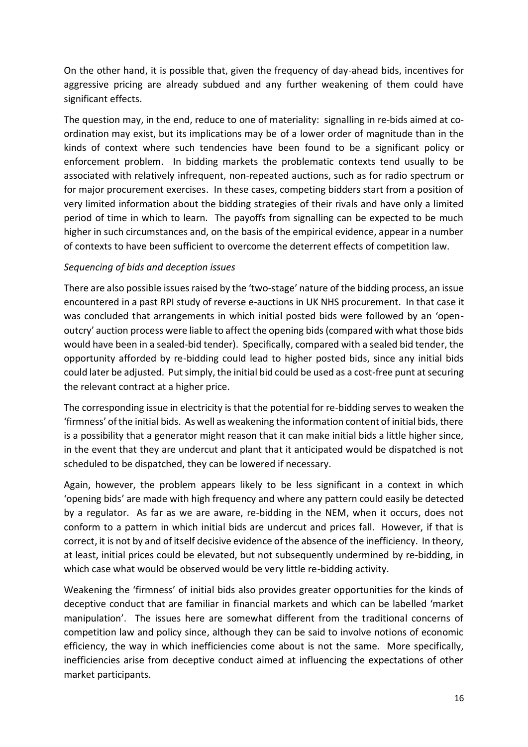On the other hand, it is possible that, given the frequency of day-ahead bids, incentives for aggressive pricing are already subdued and any further weakening of them could have significant effects.

The question may, in the end, reduce to one of materiality: signalling in re-bids aimed at co-ordination may exist, but its implications may be of a lower order of magnitude than in the kinds of context where such tendencies have been found to be a significant policy or enforcement problem. In bidding markets the problematic contexts tend usually to be associated with relatively infrequent, non-repeated auctions, such as for radio spectrum or for major procurement exercises. In these cases, competing bidders start from a position of very limited information about the bidding strategies of their rivals and have only a limited period of time in which to learn. The payoffs from signalling can be expected to be much higher in such circumstances and, on the basis of the empirical evidence, appear in a number of contexts to have been sufficient to overcome the deterrent effects of competition law.

*Sequencing of bids and deception issues*

There are also possible issues raised by the 'two-stage' nature of the bidding process, an issue encountered in a past RPI study of reverse e-auctions in UK NHS procurement. In that case it was concluded that arrangements in which initial posted bids were followed by an 'open-outcry' auction process were liable to affect the opening bids (compared with what those bids would have been in a sealed-bid tender). Specifically, compared with a sealed bid tender, the opportunity afforded by re-bidding could lead to higher posted bids, since any initial bids could later be adjusted. Put simply, the initial bid could be used as a cost-free punt at securing the relevant contract at a higher price.

The corresponding issue in electricity is that the potential for re-bidding serves to weaken the 'firmness' of the initial bids. As well as weakening the information content of initial bids, there is a possibility that a generator might reason that it can make initial bids a little higher since, in the event that they are undercut and plant that it anticipated would be dispatched is not scheduled to be dispatched, they can be lowered if necessary.

Again, however, the problem appears likely to be less significant in a context in which 'opening bids' are made with high frequency and where any pattern could easily be detected by a regulator. As far as we are aware, re-bidding in the NEM, when it occurs, does not conform to a pattern in which initial bids are undercut and prices fall. However, if that is correct, it is not by and of itself decisive evidence of the absence of the inefficiency. In theory, at least, initial prices could be elevated, but not subsequently undermined by re-bidding, in which case what would be observed would be very little re-bidding activity.

Weakening the 'firmness' of initial bids also provides greater opportunities for the kinds of deceptive conduct that are familiar in financial markets and which can be labelled 'market manipulation'. The issues here are somewhat different from the traditional concerns of competition law and policy since, although they can be said to involve notions of economic efficiency, the way in which inefficiencies come about is not the same. More specifically, inefficiencies arise from deceptive conduct aimed at influencing the expectations of other market participants.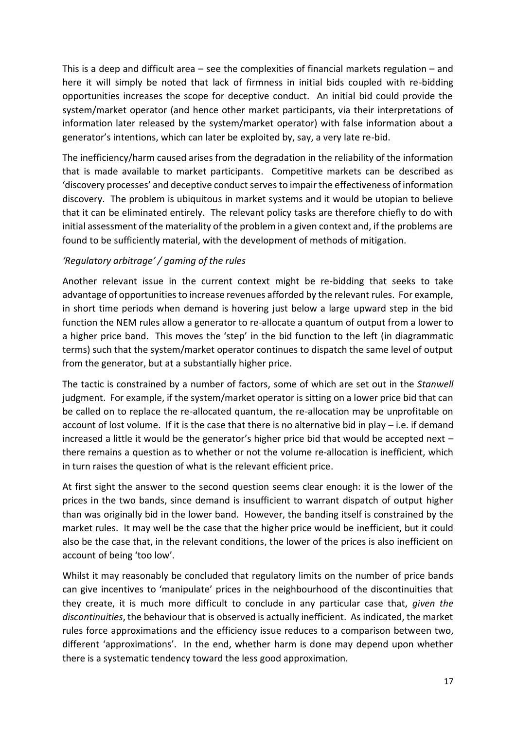This is a deep and difficult area – see the complexities of financial markets regulation – and here it will simply be noted that lack of firmness in initial bids coupled with re-bidding opportunities increases the scope for deceptive conduct. An initial bid could provide the system/market operator (and hence other market participants, via their interpretations of information later released by the system/market operator) with false information about a generator's intentions, which can later be exploited by, say, a very late re-bid.

The inefficiency/harm caused arises from the degradation in the reliability of the information that is made available to market participants. Competitive markets can be described as 'discovery processes' and deceptive conduct serves to impair the effectiveness of information discovery. The problem is ubiquitous in market systems and it would be utopian to believe that it can be eliminated entirely. The relevant policy tasks are therefore chiefly to do with initial assessment of the materiality of the problem in a given context and, if the problems are found to be sufficiently material, with the development of methods of mitigation.

*'Regulatory arbitrage' / gaming of the rules*

Another relevant issue in the current context might be re-bidding that seeks to take advantage of opportunities to increase revenues afforded by the relevant rules. For example, in short time periods when demand is hovering just below a large upward step in the bid function the NEM rules allow a generator to re-allocate a quantum of output from a lower to a higher price band. This moves the 'step' in the bid function to the left (in diagrammatic terms) such that the system/market operator continues to dispatch the same level of output from the generator, but at a substantially higher price.

The tactic is constrained by a number of factors, some of which are set out in the *Stanwell* judgment. For example, if the system/market operator is sitting on a lower price bid that can be called on to replace the re-allocated quantum, the re-allocation may be unprofitable on account of lost volume. If it is the case that there is no alternative bid in play – i.e. if demand increased a little it would be the generator's higher price bid that would be accepted next – there remains a question as to whether or not the volume re-allocation is inefficient, which in turn raises the question of what is the relevant efficient price.

At first sight the answer to the second question seems clear enough: it is the lower of the prices in the two bands, since demand is insufficient to warrant dispatch of output higher than was originally bid in the lower band. However, the banding itself is constrained by the market rules. It may well be the case that the higher price would be inefficient, but it could also be the case that, in the relevant conditions, the lower of the prices is also inefficient on account of being 'too low'.

Whilst it may reasonably be concluded that regulatory limits on the number of price bands can give incentives to 'manipulate' prices in the neighbourhood of the discontinuities that they create, it is much more difficult to conclude in any particular case that, *given the discontinuities*, the behaviour that is observed is actually inefficient. As indicated, the market rules force approximations and the efficiency issue reduces to a comparison between two, different 'approximations'. In the end, whether harm is done may depend upon whether there is a systematic tendency toward the less good approximation.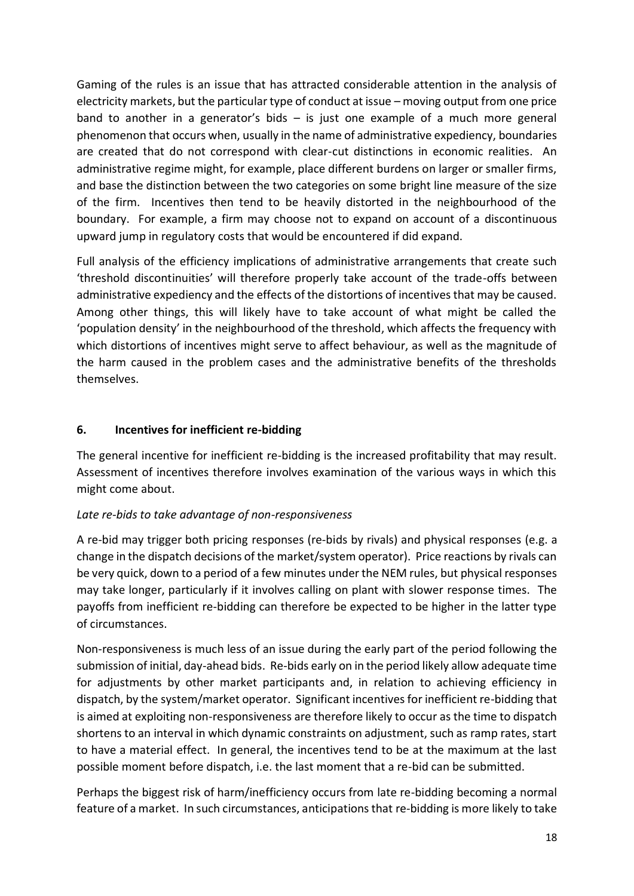Gaming of the rules is an issue that has attracted considerable attention in the analysis of electricity markets, but the particular type of conduct at issue – moving output from one price band to another in a generator's bids – is just one example of a much more general phenomenon that occurs when, usually in the name of administrative expediency, boundaries are created that do not correspond with clear-cut distinctions in economic realities. An administrative regime might, for example, place different burdens on larger or smaller firms, and base the distinction between the two categories on some bright line measure of the size of the firm. Incentives then tend to be heavily distorted in the neighbourhood of the boundary. For example, a firm may choose not to expand on account of a discontinuous upward jump in regulatory costs that would be encountered if did expand.

Full analysis of the efficiency implications of administrative arrangements that create such 'threshold discontinuities' will therefore properly take account of the trade-offs between administrative expediency and the effects of the distortions of incentives that may be caused. Among other things, this will likely have to take account of what might be called the 'population density' in the neighbourhood of the threshold, which affects the frequency with which distortions of incentives might serve to affect behaviour, as well as the magnitude of the harm caused in the problem cases and the administrative benefits of the thresholds themselves.

## 6. Incentives for inefficient re-bidding

The general incentive for inefficient re-bidding is the increased profitability that may result. Assessment of incentives therefore involves examination of the various ways in which this might come about.

*Late re-bids to take advantage of non-responsiveness*

A re-bid may trigger both pricing responses (re-bids by rivals) and physical responses (e.g. a change in the dispatch decisions of the market/system operator). Price reactions by rivals can be very quick, down to a period of a few minutes under the NEM rules, but physical responses may take longer, particularly if it involves calling on plant with slower response times. The payoffs from inefficient re-bidding can therefore be expected to be higher in the latter type of circumstances.

Non-responsiveness is much less of an issue during the early part of the period following the submission of initial, day-ahead bids. Re-bids early on in the period likely allow adequate time for adjustments by other market participants and, in relation to achieving efficiency in dispatch, by the system/market operator. Significant incentives for inefficient re-bidding that is aimed at exploiting non-responsiveness are therefore likely to occur as the time to dispatch shortens to an interval in which dynamic constraints on adjustment, such as ramp rates, start to have a material effect. In general, the incentives tend to be at the maximum at the last possible moment before dispatch, i.e. the last moment that a re-bid can be submitted.

Perhaps the biggest risk of harm/inefficiency occurs from late re-bidding becoming a normal feature of a market. In such circumstances, anticipations that re-bidding is more likely to take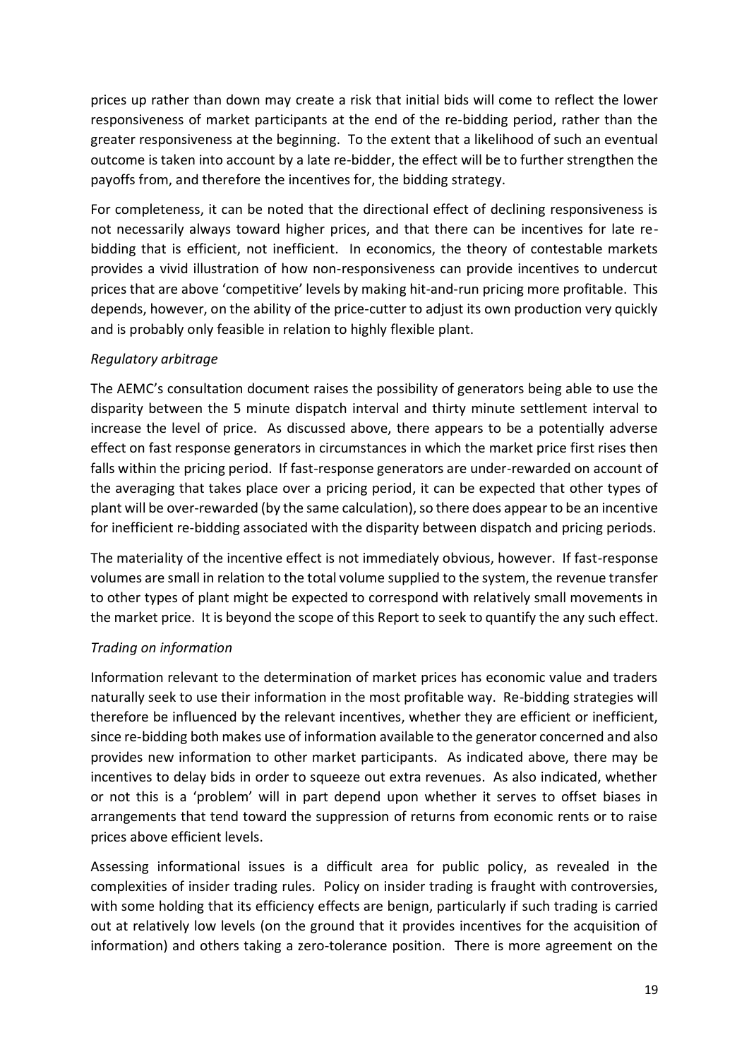prices up rather than down may create a risk that initial bids will come to reflect the lower responsiveness of market participants at the end of the re-bidding period, rather than the greater responsiveness at the beginning. To the extent that a likelihood of such an eventual outcome is taken into account by a late re-bidder, the effect will be to further strengthen the payoffs from, and therefore the incentives for, the bidding strategy.

For completeness, it can be noted that the directional effect of declining responsiveness is not necessarily always toward higher prices, and that there can be incentives for late re-bidding that is efficient, not inefficient. In economics, the theory of contestable markets provides a vivid illustration of how non-responsiveness can provide incentives to undercut prices that are above 'competitive' levels by making hit-and-run pricing more profitable. This depends, however, on the ability of the price-cutter to adjust its own production very quickly and is probably only feasible in relation to highly flexible plant.

*Regulatory arbitrage*

The AEMC's consultation document raises the possibility of generators being able to use the disparity between the 5 minute dispatch interval and thirty minute settlement interval to increase the level of price. As discussed above, there appears to be a potentially adverse effect on fast response generators in circumstances in which the market price first rises then falls within the pricing period. If fast-response generators are under-rewarded on account of the averaging that takes place over a pricing period, it can be expected that other types of plant will be over-rewarded (by the same calculation), so there does appear to be an incentive for inefficient re-bidding associated with the disparity between dispatch and pricing periods.

The materiality of the incentive effect is not immediately obvious, however. If fast-response volumes are small in relation to the total volume supplied to the system, the revenue transfer to other types of plant might be expected to correspond with relatively small movements in the market price. It is beyond the scope of this Report to seek to quantify the any such effect.

*Trading on information*

Information relevant to the determination of market prices has economic value and traders naturally seek to use their information in the most profitable way. Re-bidding strategies will therefore be influenced by the relevant incentives, whether they are efficient or inefficient, since re-bidding both makes use of information available to the generator concerned and also provides new information to other market participants. As indicated above, there may be incentives to delay bids in order to squeeze out extra revenues. As also indicated, whether or not this is a 'problem' will in part depend upon whether it serves to offset biases in arrangements that tend toward the suppression of returns from economic rents or to raise prices above efficient levels.

Assessing informational issues is a difficult area for public policy, as revealed in the complexities of insider trading rules. Policy on insider trading is fraught with controversies, with some holding that its efficiency effects are benign, particularly if such trading is carried out at relatively low levels (on the ground that it provides incentives for the acquisition of information) and others taking a zero-tolerance position. There is more agreement on the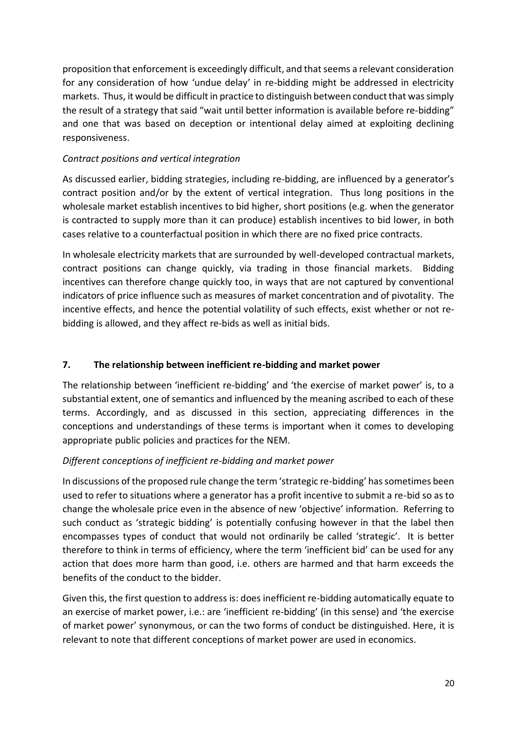proposition that enforcement is exceedingly difficult, and that seems a relevant consideration for any consideration of how 'undue delay' in re-bidding might be addressed in electricity markets. Thus, it would be difficult in practice to distinguish between conduct that was simply the result of a strategy that said "wait until better information is available before re-bidding" and one that was based on deception or intentional delay aimed at exploiting declining responsiveness.

*Contract positions and vertical integration*

As discussed earlier, bidding strategies, including re-bidding, are influenced by a generator's contract position and/or by the extent of vertical integration. Thus long positions in the wholesale market establish incentives to bid higher, short positions (e.g. when the generator is contracted to supply more than it can produce) establish incentives to bid lower, in both cases relative to a counterfactual position in which there are no fixed price contracts.

In wholesale electricity markets that are surrounded by well-developed contractual markets, contract positions can change quickly, via trading in those financial markets. Bidding incentives can therefore change quickly too, in ways that are not captured by conventional indicators of price influence such as measures of market concentration and of pivotality. The incentive effects, and hence the potential volatility of such effects, exist whether or not re-bidding is allowed, and they affect re-bids as well as initial bids.

## 7. The relationship between inefficient re-bidding and market power

The relationship between 'inefficient re-bidding' and 'the exercise of market power' is, to a substantial extent, one of semantics and influenced by the meaning ascribed to each of these terms. Accordingly, and as discussed in this section, appreciating differences in the conceptions and understandings of these terms is important when it comes to developing appropriate public policies and practices for the NEM.

*Different conceptions of inefficient re-bidding and market power*

In discussions of the proposed rule change the term 'strategic re-bidding' has sometimes been used to refer to situations where a generator has a profit incentive to submit a re-bid so as to change the wholesale price even in the absence of new 'objective' information. Referring to such conduct as 'strategic bidding' is potentially confusing however in that the label then encompasses types of conduct that would not ordinarily be called 'strategic'. It is better therefore to think in terms of efficiency, where the term 'inefficient bid' can be used for any action that does more harm than good, i.e. others are harmed and that harm exceeds the benefits of the conduct to the bidder.

Given this, the first question to address is: does inefficient re-bidding automatically equate to an exercise of market power, i.e.: are 'inefficient re-bidding' (in this sense) and 'the exercise of market power' synonymous, or can the two forms of conduct be distinguished. Here, it is relevant to note that different conceptions of market power are used in economics.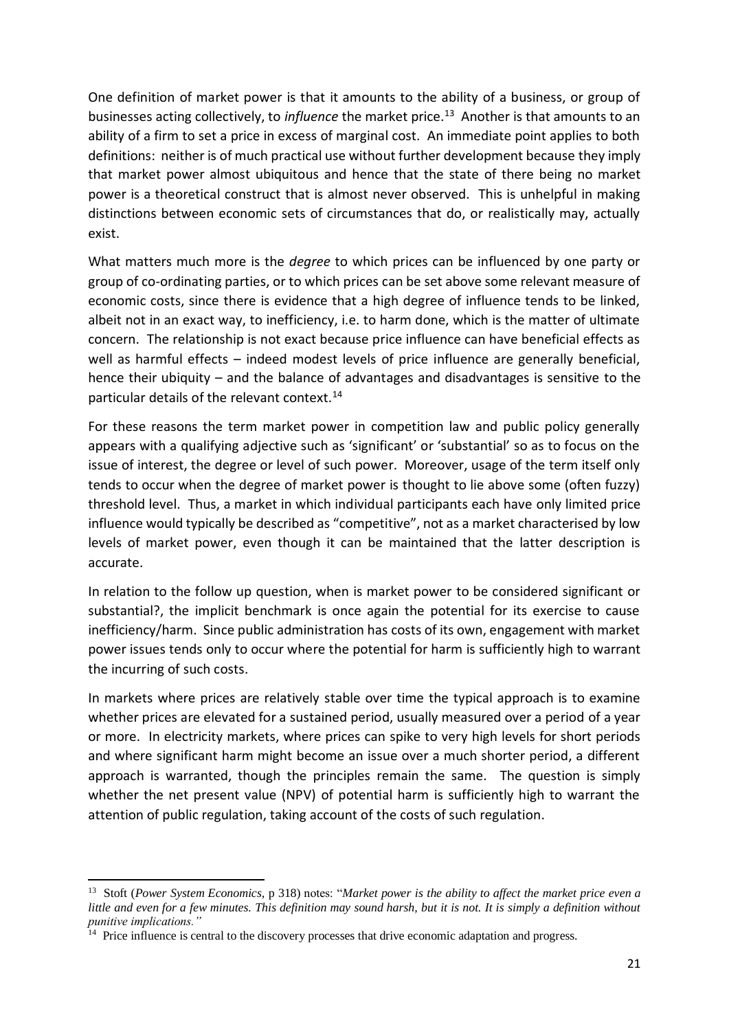One definition of market power is that it amounts to the ability of a business, or group of businesses acting collectively, to *influence* the market price.[13] Another is that amounts to an ability of a firm to set a price in excess of marginal cost. An immediate point applies to both definitions: neither is of much practical use without further development because they imply that market power almost ubiquitous and hence that the state of there being no market power is a theoretical construct that is almost never observed. This is unhelpful in making distinctions between economic sets of circumstances that do, or realistically may, actually exist.

What matters much more is the *degree* to which prices can be influenced by one party or group of co-ordinating parties, or to which prices can be set above some relevant measure of economic costs, since there is evidence that a high degree of influence tends to be linked, albeit not in an exact way, to inefficiency, i.e. to harm done, which is the matter of ultimate concern. The relationship is not exact because price influence can have beneficial effects as well as harmful effects – indeed modest levels of price influence are generally beneficial, hence their ubiquity – and the balance of advantages and disadvantages is sensitive to the particular details of the relevant context.[14]

For these reasons the term market power in competition law and public policy generally appears with a qualifying adjective such as 'significant' or 'substantial' so as to focus on the issue of interest, the degree or level of such power. Moreover, usage of the term itself only tends to occur when the degree of market power is thought to lie above some (often fuzzy) threshold level. Thus, a market in which individual participants each have only limited price influence would typically be described as "competitive", not as a market characterised by low levels of market power, even though it can be maintained that the latter description is accurate.

In relation to the follow up question, when is market power to be considered significant or substantial?, the implicit benchmark is once again the potential for its exercise to cause inefficiency/harm. Since public administration has costs of its own, engagement with market power issues tends only to occur where the potential for harm is sufficiently high to warrant the incurring of such costs.

In markets where prices are relatively stable over time the typical approach is to examine whether prices are elevated for a sustained period, usually measured over a period of a year or more. In electricity markets, where prices can spike to very high levels for short periods and where significant harm might become an issue over a much shorter period, a different approach is warranted, though the principles remain the same. The question is simply whether the net present value (NPV) of potential harm is sufficiently high to warrant the attention of public regulation, taking account of the costs of such regulation.

---

[13] Stoft (*Power System Economics*, p 318) notes: "*Market power is the ability to affect the market price even a little and even for a few minutes. This definition may sound harsh, but it is not. It is simply a definition without punitive implications.*"

[14] Price influence is central to the discovery processes that drive economic adaptation and progress.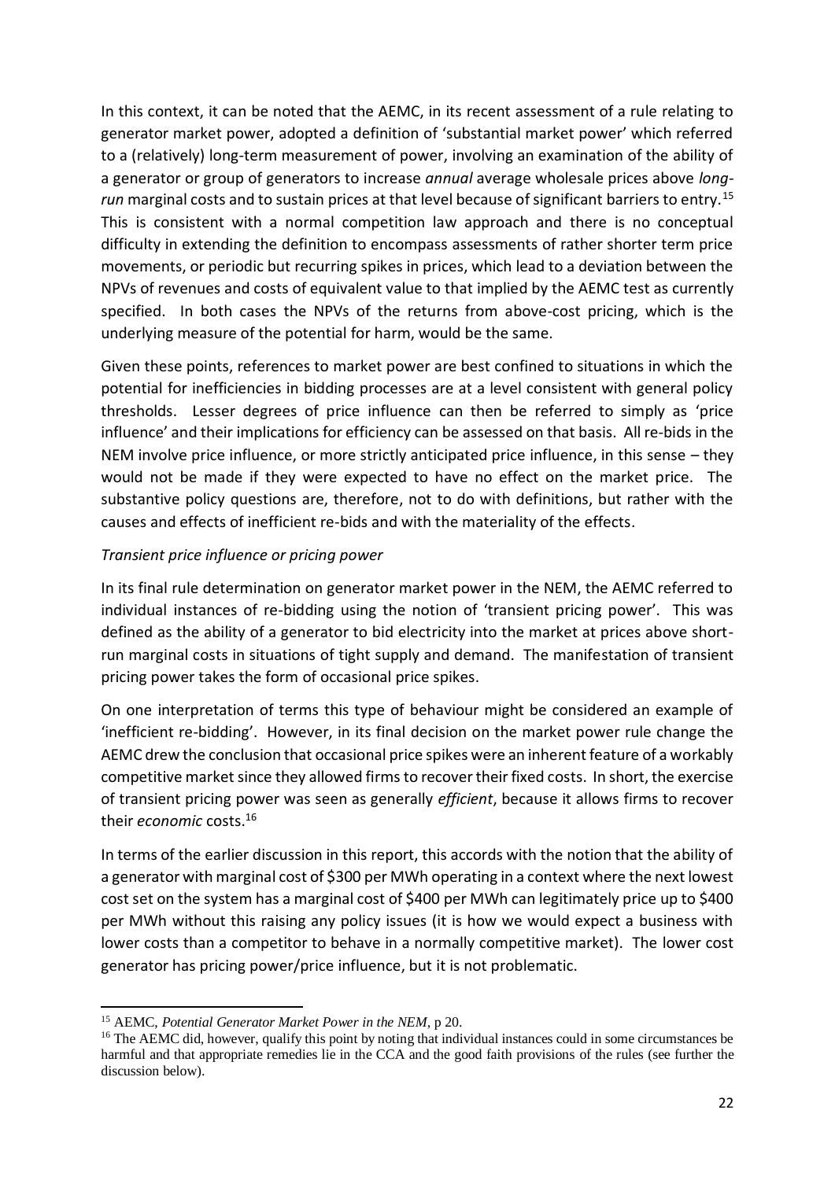In this context, it can be noted that the AEMC, in its recent assessment of a rule relating to generator market power, adopted a definition of 'substantial market power' which referred to a (relatively) long-term measurement of power, involving an examination of the ability of a generator or group of generators to increase *annual* average wholesale prices above *long-run* marginal costs and to sustain prices at that level because of significant barriers to entry.[15] This is consistent with a normal competition law approach and there is no conceptual difficulty in extending the definition to encompass assessments of rather shorter term price movements, or periodic but recurring spikes in prices, which lead to a deviation between the NPVs of revenues and costs of equivalent value to that implied by the AEMC test as currently specified. In both cases the NPVs of the returns from above-cost pricing, which is the underlying measure of the potential for harm, would be the same.

Given these points, references to market power are best confined to situations in which the potential for inefficiencies in bidding processes are at a level consistent with general policy thresholds. Lesser degrees of price influence can then be referred to simply as 'price influence' and their implications for efficiency can be assessed on that basis. All re-bids in the NEM involve price influence, or more strictly anticipated price influence, in this sense – they would not be made if they were expected to have no effect on the market price. The substantive policy questions are, therefore, not to do with definitions, but rather with the causes and effects of inefficient re-bids and with the materiality of the effects.

*Transient price influence or pricing power*

In its final rule determination on generator market power in the NEM, the AEMC referred to individual instances of re-bidding using the notion of 'transient pricing power'. This was defined as the ability of a generator to bid electricity into the market at prices above short-run marginal costs in situations of tight supply and demand. The manifestation of transient pricing power takes the form of occasional price spikes.

On one interpretation of terms this type of behaviour might be considered an example of 'inefficient re-bidding'. However, in its final decision on the market power rule change the AEMC drew the conclusion that occasional price spikes were an inherent feature of a workably competitive market since they allowed firms to recover their fixed costs. In short, the exercise of transient pricing power was seen as generally *efficient*, because it allows firms to recover their *economic* costs.[16]

In terms of the earlier discussion in this report, this accords with the notion that the ability of a generator with marginal cost of $300 per MWh operating in a context where the next lowest cost set on the system has a marginal cost of $400 per MWh can legitimately price up to $400 per MWh without this raising any policy issues (it is how we would expect a business with lower costs than a competitor to behave in a normally competitive market). The lower cost generator has pricing power/price influence, but it is not problematic.

---

[15] AEMC, *Potential Generator Market Power in the NEM*, p 20.

[16] The AEMC did, however, qualify this point by noting that individual instances could in some circumstances be harmful and that appropriate remedies lie in the CCA and the good faith provisions of the rules (see further the discussion below).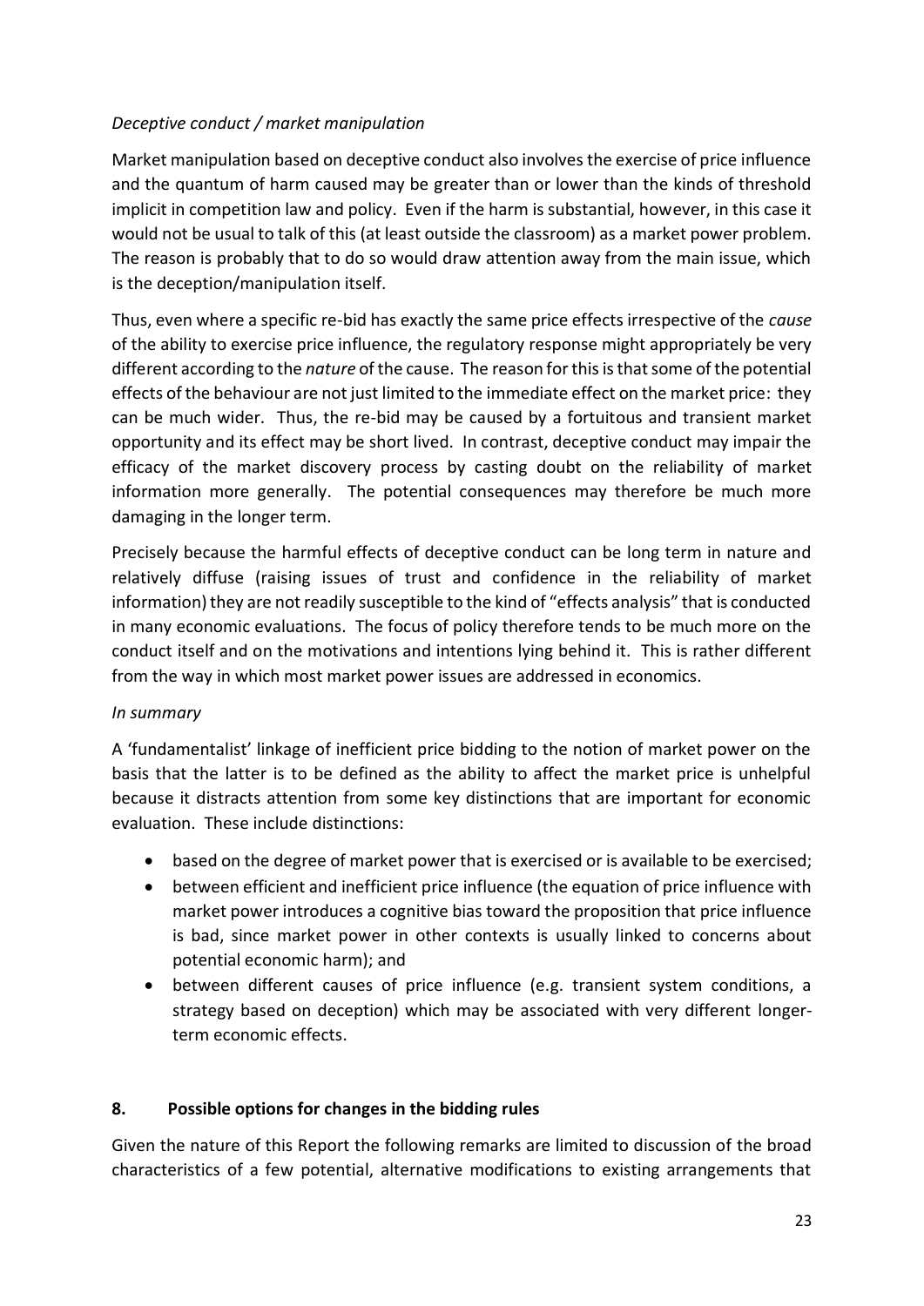*Deceptive conduct / market manipulation*

Market manipulation based on deceptive conduct also involves the exercise of price influence and the quantum of harm caused may be greater than or lower than the kinds of threshold implicit in competition law and policy. Even if the harm is substantial, however, in this case it would not be usual to talk of this (at least outside the classroom) as a market power problem. The reason is probably that to do so would draw attention away from the main issue, which is the deception/manipulation itself.

Thus, even where a specific re-bid has exactly the same price effects irrespective of the *cause* of the ability to exercise price influence, the regulatory response might appropriately be very different according to the *nature* of the cause. The reason for this is that some of the potential effects of the behaviour are not just limited to the immediate effect on the market price: they can be much wider. Thus, the re-bid may be caused by a fortuitous and transient market opportunity and its effect may be short lived. In contrast, deceptive conduct may impair the efficacy of the market discovery process by casting doubt on the reliability of market information more generally. The potential consequences may therefore be much more damaging in the longer term.

Precisely because the harmful effects of deceptive conduct can be long term in nature and relatively diffuse (raising issues of trust and confidence in the reliability of market information) they are not readily susceptible to the kind of "effects analysis" that is conducted in many economic evaluations. The focus of policy therefore tends to be much more on the conduct itself and on the motivations and intentions lying behind it. This is rather different from the way in which most market power issues are addressed in economics.

*In summary*

A 'fundamentalist' linkage of inefficient price bidding to the notion of market power on the basis that the latter is to be defined as the ability to affect the market price is unhelpful because it distracts attention from some key distinctions that are important for economic evaluation. These include distinctions:

- based on the degree of market power that is exercised or is available to be exercised;
- between efficient and inefficient price influence (the equation of price influence with market power introduces a cognitive bias toward the proposition that price influence is bad, since market power in other contexts is usually linked to concerns about potential economic harm); and
- between different causes of price influence (e.g. transient system conditions, a strategy based on deception) which may be associated with very different longer-term economic effects.

## 8. Possible options for changes in the bidding rules

Given the nature of this Report the following remarks are limited to discussion of the broad characteristics of a few potential, alternative modifications to existing arrangements that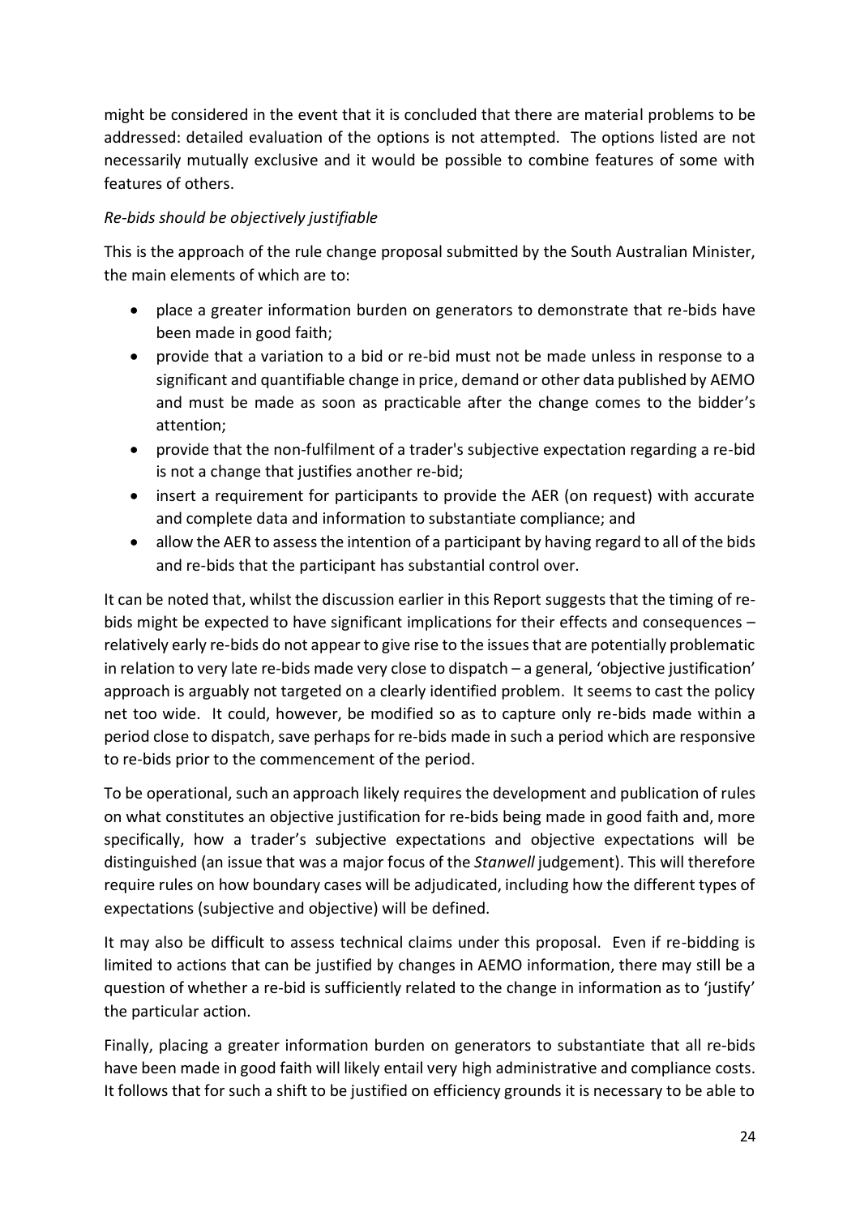might be considered in the event that it is concluded that there are material problems to be addressed: detailed evaluation of the options is not attempted. The options listed are not necessarily mutually exclusive and it would be possible to combine features of some with features of others.

*Re-bids should be objectively justifiable*

This is the approach of the rule change proposal submitted by the South Australian Minister, the main elements of which are to:

- place a greater information burden on generators to demonstrate that re-bids have been made in good faith;
- provide that a variation to a bid or re-bid must not be made unless in response to a significant and quantifiable change in price, demand or other data published by AEMO and must be made as soon as practicable after the change comes to the bidder's attention;
- provide that the non-fulfilment of a trader's subjective expectation regarding a re-bid is not a change that justifies another re-bid;
- insert a requirement for participants to provide the AER (on request) with accurate and complete data and information to substantiate compliance; and
- allow the AER to assess the intention of a participant by having regard to all of the bids and re-bids that the participant has substantial control over.

It can be noted that, whilst the discussion earlier in this Report suggests that the timing of re-bids might be expected to have significant implications for their effects and consequences – relatively early re-bids do not appear to give rise to the issues that are potentially problematic in relation to very late re-bids made very close to dispatch – a general, 'objective justification' approach is arguably not targeted on a clearly identified problem. It seems to cast the policy net too wide. It could, however, be modified so as to capture only re-bids made within a period close to dispatch, save perhaps for re-bids made in such a period which are responsive to re-bids prior to the commencement of the period.

To be operational, such an approach likely requires the development and publication of rules on what constitutes an objective justification for re-bids being made in good faith and, more specifically, how a trader's subjective expectations and objective expectations will be distinguished (an issue that was a major focus of the *Stanwell* judgement). This will therefore require rules on how boundary cases will be adjudicated, including how the different types of expectations (subjective and objective) will be defined.

It may also be difficult to assess technical claims under this proposal. Even if re-bidding is limited to actions that can be justified by changes in AEMO information, there may still be a question of whether a re-bid is sufficiently related to the change in information as to 'justify' the particular action.

Finally, placing a greater information burden on generators to substantiate that all re-bids have been made in good faith will likely entail very high administrative and compliance costs. It follows that for such a shift to be justified on efficiency grounds it is necessary to be able to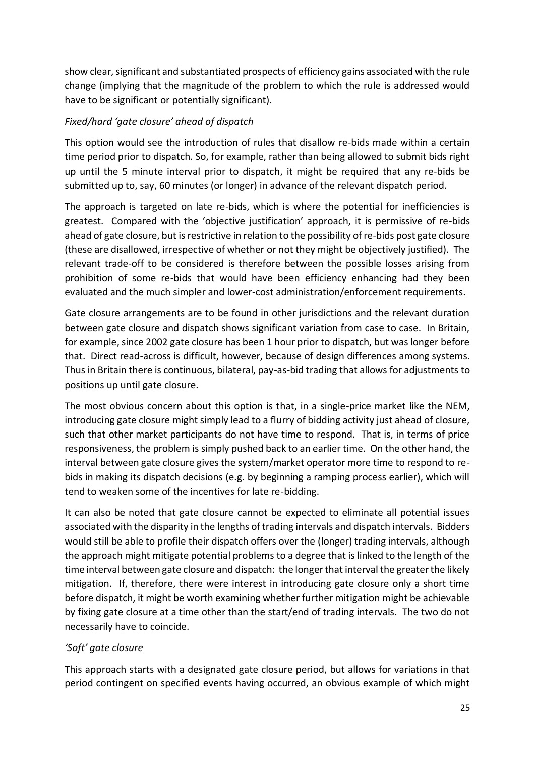show clear, significant and substantiated prospects of efficiency gains associated with the rule change (implying that the magnitude of the problem to which the rule is addressed would have to be significant or potentially significant).

*Fixed/hard 'gate closure' ahead of dispatch*

This option would see the introduction of rules that disallow re-bids made within a certain time period prior to dispatch. So, for example, rather than being allowed to submit bids right up until the 5 minute interval prior to dispatch, it might be required that any re-bids be submitted up to, say, 60 minutes (or longer) in advance of the relevant dispatch period.

The approach is targeted on late re-bids, which is where the potential for inefficiencies is greatest. Compared with the 'objective justification' approach, it is permissive of re-bids ahead of gate closure, but is restrictive in relation to the possibility of re-bids post gate closure (these are disallowed, irrespective of whether or not they might be objectively justified). The relevant trade-off to be considered is therefore between the possible losses arising from prohibition of some re-bids that would have been efficiency enhancing had they been evaluated and the much simpler and lower-cost administration/enforcement requirements.

Gate closure arrangements are to be found in other jurisdictions and the relevant duration between gate closure and dispatch shows significant variation from case to case. In Britain, for example, since 2002 gate closure has been 1 hour prior to dispatch, but was longer before that. Direct read-across is difficult, however, because of design differences among systems. Thus in Britain there is continuous, bilateral, pay-as-bid trading that allows for adjustments to positions up until gate closure.

The most obvious concern about this option is that, in a single-price market like the NEM, introducing gate closure might simply lead to a flurry of bidding activity just ahead of closure, such that other market participants do not have time to respond. That is, in terms of price responsiveness, the problem is simply pushed back to an earlier time. On the other hand, the interval between gate closure gives the system/market operator more time to respond to re-bids in making its dispatch decisions (e.g. by beginning a ramping process earlier), which will tend to weaken some of the incentives for late re-bidding.

It can also be noted that gate closure cannot be expected to eliminate all potential issues associated with the disparity in the lengths of trading intervals and dispatch intervals. Bidders would still be able to profile their dispatch offers over the (longer) trading intervals, although the approach might mitigate potential problems to a degree that is linked to the length of the time interval between gate closure and dispatch: the longer that interval the greater the likely mitigation. If, therefore, there were interest in introducing gate closure only a short time before dispatch, it might be worth examining whether further mitigation might be achievable by fixing gate closure at a time other than the start/end of trading intervals. The two do not necessarily have to coincide.

*'Soft' gate closure*

This approach starts with a designated gate closure period, but allows for variations in that period contingent on specified events having occurred, an obvious example of which might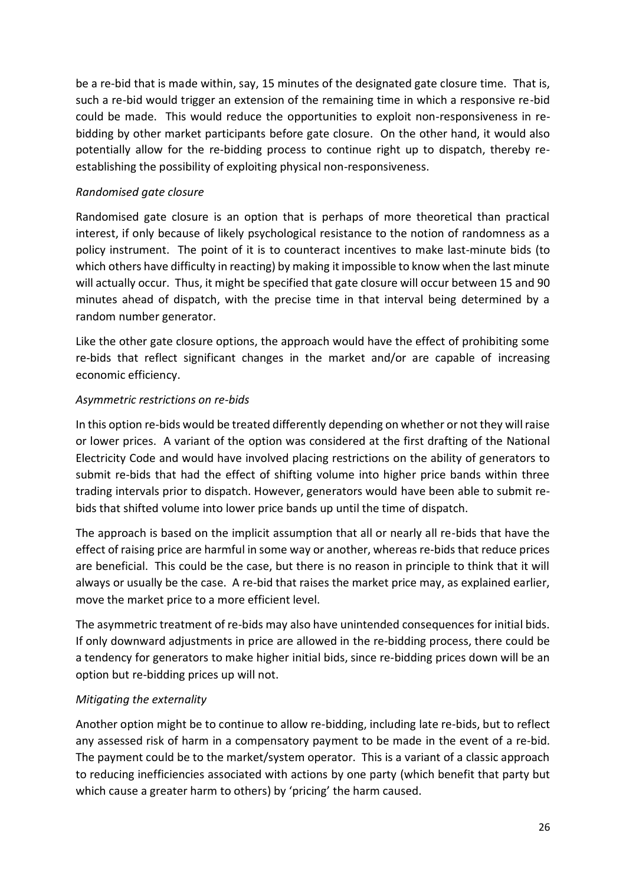be a re-bid that is made within, say, 15 minutes of the designated gate closure time. That is, such a re-bid would trigger an extension of the remaining time in which a responsive re-bid could be made. This would reduce the opportunities to exploit non-responsiveness in re-bidding by other market participants before gate closure. On the other hand, it would also potentially allow for the re-bidding process to continue right up to dispatch, thereby re-establishing the possibility of exploiting physical non-responsiveness.

*Randomised gate closure*

Randomised gate closure is an option that is perhaps of more theoretical than practical interest, if only because of likely psychological resistance to the notion of randomness as a policy instrument. The point of it is to counteract incentives to make last-minute bids (to which others have difficulty in reacting) by making it impossible to know when the last minute will actually occur. Thus, it might be specified that gate closure will occur between 15 and 90 minutes ahead of dispatch, with the precise time in that interval being determined by a random number generator.

Like the other gate closure options, the approach would have the effect of prohibiting some re-bids that reflect significant changes in the market and/or are capable of increasing economic efficiency.

*Asymmetric restrictions on re-bids*

In this option re-bids would be treated differently depending on whether or not they will raise or lower prices. A variant of the option was considered at the first drafting of the National Electricity Code and would have involved placing restrictions on the ability of generators to submit re-bids that had the effect of shifting volume into higher price bands within three trading intervals prior to dispatch. However, generators would have been able to submit re-bids that shifted volume into lower price bands up until the time of dispatch.

The approach is based on the implicit assumption that all or nearly all re-bids that have the effect of raising price are harmful in some way or another, whereas re-bids that reduce prices are beneficial. This could be the case, but there is no reason in principle to think that it will always or usually be the case. A re-bid that raises the market price may, as explained earlier, move the market price to a more efficient level.

The asymmetric treatment of re-bids may also have unintended consequences for initial bids. If only downward adjustments in price are allowed in the re-bidding process, there could be a tendency for generators to make higher initial bids, since re-bidding prices down will be an option but re-bidding prices up will not.

*Mitigating the externality*

Another option might be to continue to allow re-bidding, including late re-bids, but to reflect any assessed risk of harm in a compensatory payment to be made in the event of a re-bid. The payment could be to the market/system operator. This is a variant of a classic approach to reducing inefficiencies associated with actions by one party (which benefit that party but which cause a greater harm to others) by 'pricing' the harm caused.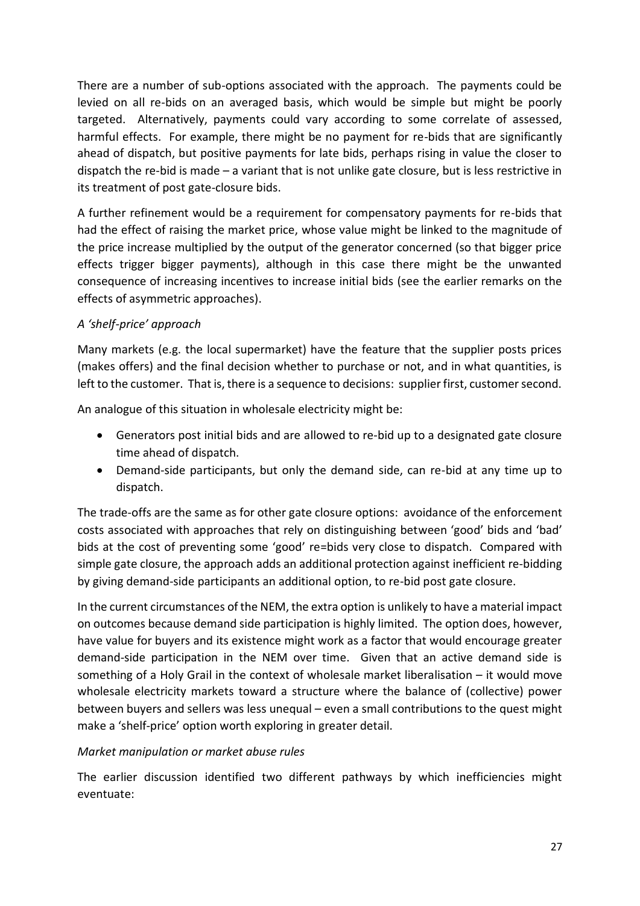There are a number of sub-options associated with the approach. The payments could be levied on all re-bids on an averaged basis, which would be simple but might be poorly targeted. Alternatively, payments could vary according to some correlate of assessed, harmful effects. For example, there might be no payment for re-bids that are significantly ahead of dispatch, but positive payments for late bids, perhaps rising in value the closer to dispatch the re-bid is made – a variant that is not unlike gate closure, but is less restrictive in its treatment of post gate-closure bids.

A further refinement would be a requirement for compensatory payments for re-bids that had the effect of raising the market price, whose value might be linked to the magnitude of the price increase multiplied by the output of the generator concerned (so that bigger price effects trigger bigger payments), although in this case there might be the unwanted consequence of increasing incentives to increase initial bids (see the earlier remarks on the effects of asymmetric approaches).

*A 'shelf-price' approach*

Many markets (e.g. the local supermarket) have the feature that the supplier posts prices (makes offers) and the final decision whether to purchase or not, and in what quantities, is left to the customer. That is, there is a sequence to decisions: supplier first, customer second.

An analogue of this situation in wholesale electricity might be:

- Generators post initial bids and are allowed to re-bid up to a designated gate closure time ahead of dispatch.
- Demand-side participants, but only the demand side, can re-bid at any time up to dispatch.

The trade-offs are the same as for other gate closure options: avoidance of the enforcement costs associated with approaches that rely on distinguishing between 'good' bids and 'bad' bids at the cost of preventing some 'good' re=bids very close to dispatch. Compared with simple gate closure, the approach adds an additional protection against inefficient re-bidding by giving demand-side participants an additional option, to re-bid post gate closure.

In the current circumstances of the NEM, the extra option is unlikely to have a material impact on outcomes because demand side participation is highly limited. The option does, however, have value for buyers and its existence might work as a factor that would encourage greater demand-side participation in the NEM over time. Given that an active demand side is something of a Holy Grail in the context of wholesale market liberalisation – it would move wholesale electricity markets toward a structure where the balance of (collective) power between buyers and sellers was less unequal – even a small contributions to the quest might make a 'shelf-price' option worth exploring in greater detail.

*Market manipulation or market abuse rules*

The earlier discussion identified two different pathways by which inefficiencies might eventuate: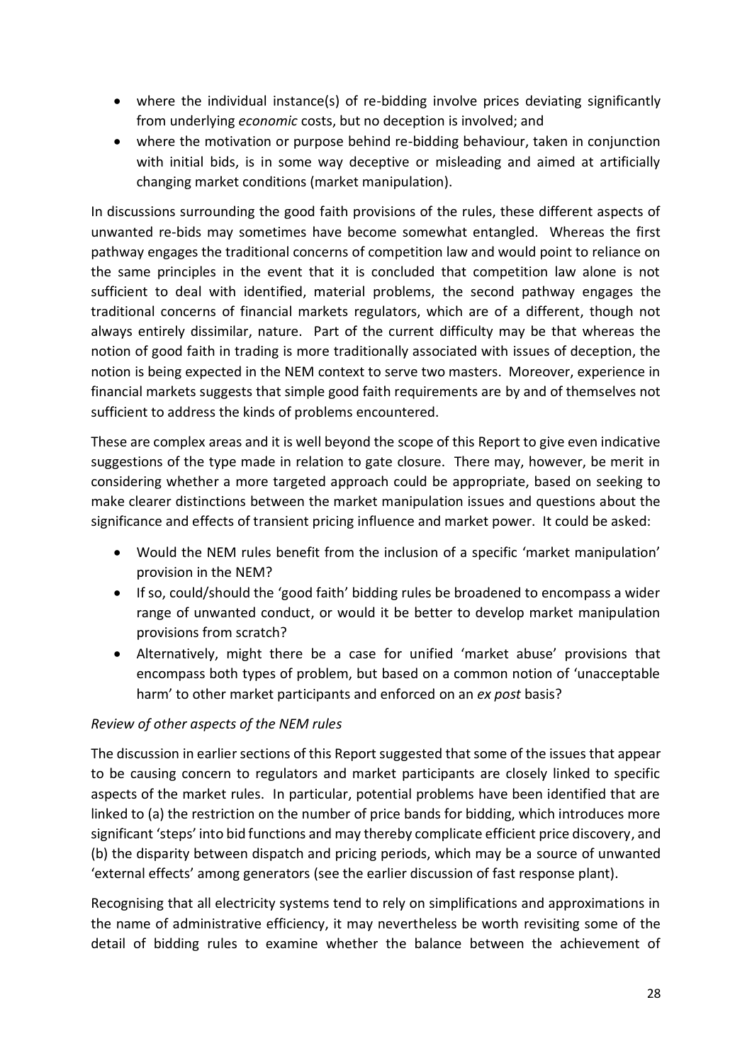- where the individual instance(s) of re-bidding involve prices deviating significantly from underlying *economic* costs, but no deception is involved; and
- where the motivation or purpose behind re-bidding behaviour, taken in conjunction with initial bids, is in some way deceptive or misleading and aimed at artificially changing market conditions (market manipulation).

In discussions surrounding the good faith provisions of the rules, these different aspects of unwanted re-bids may sometimes have become somewhat entangled. Whereas the first pathway engages the traditional concerns of competition law and would point to reliance on the same principles in the event that it is concluded that competition law alone is not sufficient to deal with identified, material problems, the second pathway engages the traditional concerns of financial markets regulators, which are of a different, though not always entirely dissimilar, nature. Part of the current difficulty may be that whereas the notion of good faith in trading is more traditionally associated with issues of deception, the notion is being expected in the NEM context to serve two masters. Moreover, experience in financial markets suggests that simple good faith requirements are by and of themselves not sufficient to address the kinds of problems encountered.

These are complex areas and it is well beyond the scope of this Report to give even indicative suggestions of the type made in relation to gate closure. There may, however, be merit in considering whether a more targeted approach could be appropriate, based on seeking to make clearer distinctions between the market manipulation issues and questions about the significance and effects of transient pricing influence and market power. It could be asked:

- Would the NEM rules benefit from the inclusion of a specific 'market manipulation' provision in the NEM?
- If so, could/should the 'good faith' bidding rules be broadened to encompass a wider range of unwanted conduct, or would it be better to develop market manipulation provisions from scratch?
- Alternatively, might there be a case for unified 'market abuse' provisions that encompass both types of problem, but based on a common notion of 'unacceptable harm' to other market participants and enforced on an *ex post* basis?

*Review of other aspects of the NEM rules*

The discussion in earlier sections of this Report suggested that some of the issues that appear to be causing concern to regulators and market participants are closely linked to specific aspects of the market rules. In particular, potential problems have been identified that are linked to (a) the restriction on the number of price bands for bidding, which introduces more significant 'steps' into bid functions and may thereby complicate efficient price discovery, and (b) the disparity between dispatch and pricing periods, which may be a source of unwanted 'external effects' among generators (see the earlier discussion of fast response plant).

Recognising that all electricity systems tend to rely on simplifications and approximations in the name of administrative efficiency, it may nevertheless be worth revisiting some of the detail of bidding rules to examine whether the balance between the achievement of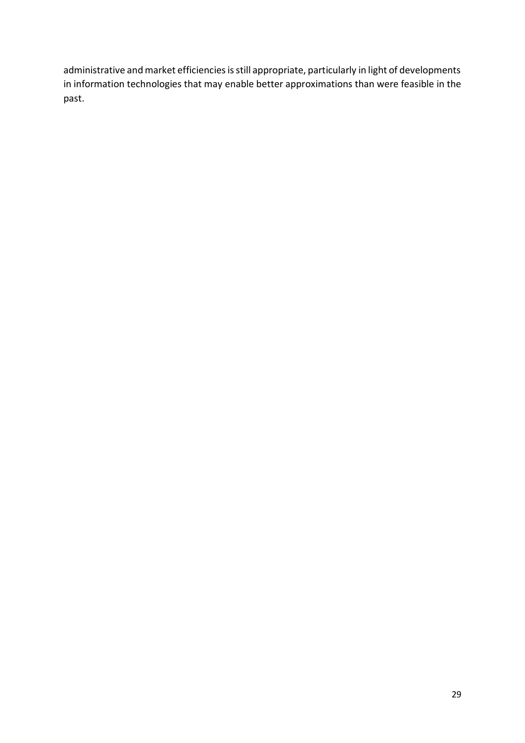administrative and market efficiencies is still appropriate, particularly in light of developments in information technologies that may enable better approximations than were feasible in the past.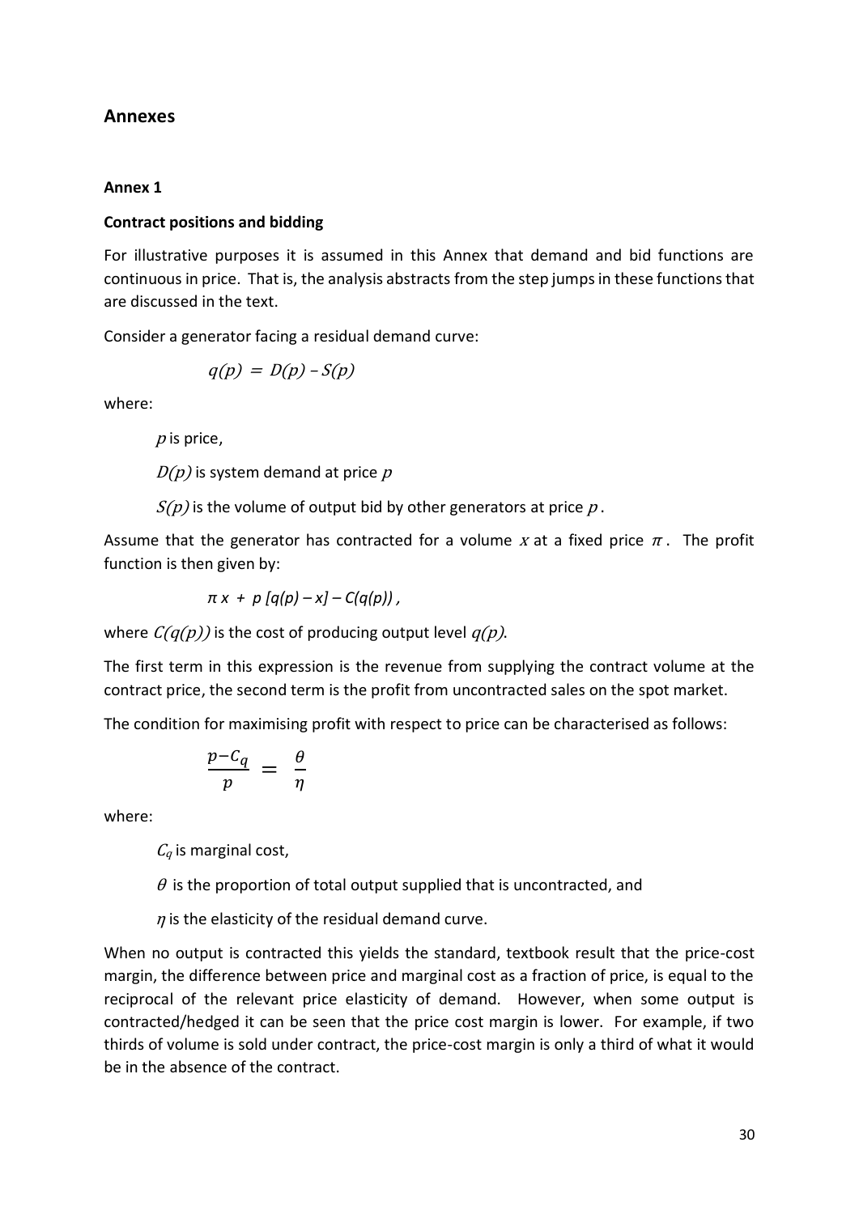## Annexes

### Annex 1

#### Contract positions and bidding

For illustrative purposes it is assumed in this Annex that demand and bid functions are continuous in price. That is, the analysis abstracts from the step jumps in these functions that are discussed in the text.

Consider a generator facing a residual demand curve:

$$q(p) = D(p) - S(p)$$

where:

$p$ is price,

$D(p)$ is system demand at price $p$

$S(p)$ is the volume of output bid by other generators at price $p$.

Assume that the generator has contracted for a volume $x$ at a fixed price $\pi$. The profit function is then given by:

$$\pi x + p\,[q(p) - x] - C(q(p)),$$

where $C(q(p))$ is the cost of producing output level $q(p)$.

The first term in this expression is the revenue from supplying the contract volume at the contract price, the second term is the profit from uncontracted sales on the spot market.

The condition for maximising profit with respect to price can be characterised as follows:

$$\frac{p - C_q}{p} = \frac{\theta}{\eta}$$

where:

$C_q$ is marginal cost,

$\theta$ is the proportion of total output supplied that is uncontracted, and

$\eta$ is the elasticity of the residual demand curve.

When no output is contracted this yields the standard, textbook result that the price-cost margin, the difference between price and marginal cost as a fraction of price, is equal to the reciprocal of the relevant price elasticity of demand. However, when some output is contracted/hedged it can be seen that the price cost margin is lower. For example, if two thirds of volume is sold under contract, the price-cost margin is only a third of what it would be in the absence of the contract.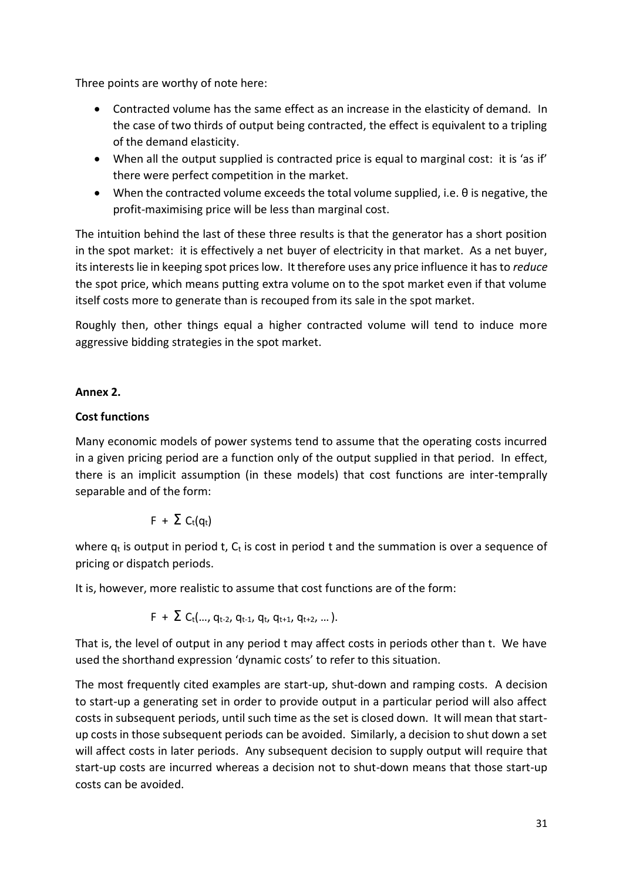Three points are worthy of note here:

- Contracted volume has the same effect as an increase in the elasticity of demand. In the case of two thirds of output being contracted, the effect is equivalent to a tripling of the demand elasticity.
- When all the output supplied is contracted price is equal to marginal cost: it is 'as if' there were perfect competition in the market.
- When the contracted volume exceeds the total volume supplied, i.e. $\theta$ is negative, the profit-maximising price will be less than marginal cost.

The intuition behind the last of these three results is that the generator has a short position in the spot market: it is effectively a net buyer of electricity in that market. As a net buyer, its interests lie in keeping spot prices low. It therefore uses any price influence it has to *reduce* the spot price, which means putting extra volume on to the spot market even if that volume itself costs more to generate than is recouped from its sale in the spot market.

Roughly then, other things equal a higher contracted volume will tend to induce more aggressive bidding strategies in the spot market.

**Annex 2.**

**Cost functions**

Many economic models of power systems tend to assume that the operating costs incurred in a given pricing period are a function only of the output supplied in that period. In effect, there is an implicit assumption (in these models) that cost functions are inter-temprally separable and of the form:

$$F + \Sigma\, C_t(q_t)$$

where $q_t$ is output in period t, $C_t$ is cost in period t and the summation is over a sequence of pricing or dispatch periods.

It is, however, more realistic to assume that cost functions are of the form:

$$F + \Sigma\, C_t(\dots, q_{t-2}, q_{t-1}, q_t, q_{t+1}, q_{t+2}, \dots).$$

That is, the level of output in any period t may affect costs in periods other than t. We have used the shorthand expression 'dynamic costs' to refer to this situation.

The most frequently cited examples are start-up, shut-down and ramping costs. A decision to start-up a generating set in order to provide output in a particular period will also affect costs in subsequent periods, until such time as the set is closed down. It will mean that start-up costs in those subsequent periods can be avoided. Similarly, a decision to shut down a set will affect costs in later periods. Any subsequent decision to supply output will require that start-up costs are incurred whereas a decision not to shut-down means that those start-up costs can be avoided.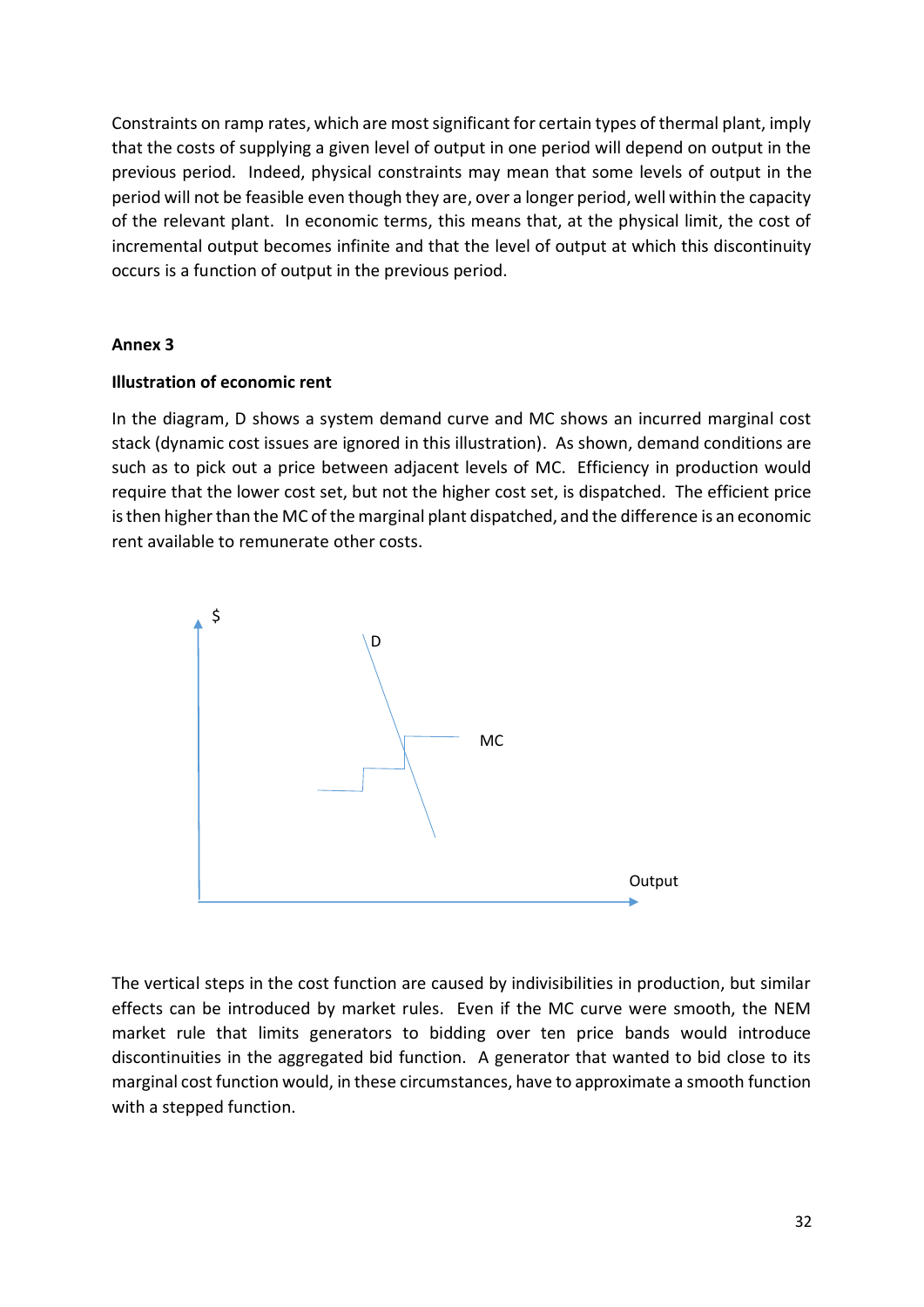Constraints on ramp rates, which are most significant for certain types of thermal plant, imply that the costs of supplying a given level of output in one period will depend on output in the previous period. Indeed, physical constraints may mean that some levels of output in the period will not be feasible even though they are, over a longer period, well within the capacity of the relevant plant. In economic terms, this means that, at the physical limit, the cost of incremental output becomes infinite and that the level of output at which this discontinuity occurs is a function of output in the previous period.

**Annex 3**

**Illustration of economic rent**

In the diagram, D shows a system demand curve and MC shows an incurred marginal cost stack (dynamic cost issues are ignored in this illustration). As shown, demand conditions are such as to pick out a price between adjacent levels of MC. Efficiency in production would require that the lower cost set, but not the higher cost set, is dispatched. The efficient price is then higher than the MC of the marginal plant dispatched, and the difference is an economic rent available to remunerate other costs.

$

D

MC

Output

The vertical steps in the cost function are caused by indivisibilities in production, but similar effects can be introduced by market rules. Even if the MC curve were smooth, the NEM market rule that limits generators to bidding over ten price bands would introduce discontinuities in the aggregated bid function. A generator that wanted to bid close to its marginal cost function would, in these circumstances, have to approximate a smooth function with a stepped function.